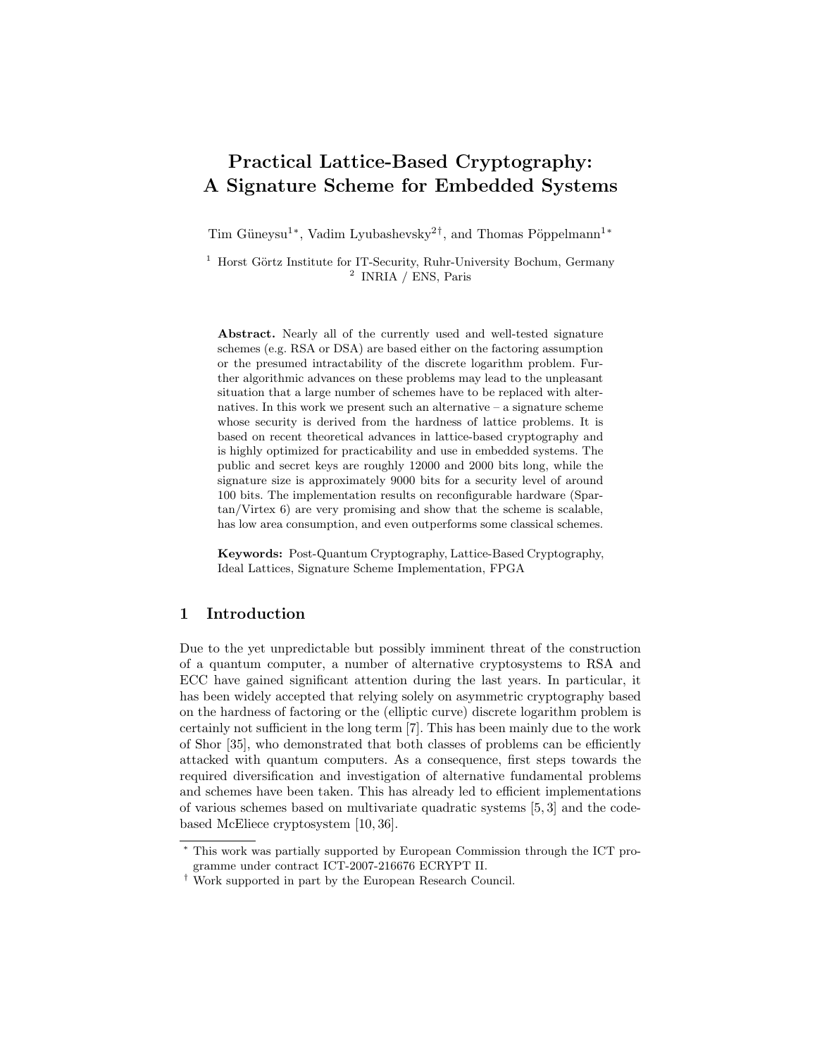# Practical Lattice-Based Cryptography: A Signature Scheme for Embedded Systems

Tim Güneysu[1*], Vadim Lyubashevsky[2†], and Thomas Pöppelmann[1*]

[1] Horst Görtz Institute for IT-Security, Ruhr-University Bochum, Germany
[2] INRIA / ENS, Paris

**Abstract.** Nearly all of the currently used and well-tested signature schemes (e.g. RSA or DSA) are based either on the factoring assumption or the presumed intractability of the discrete logarithm problem. Further algorithmic advances on these problems may lead to the unpleasant situation that a large number of schemes have to be replaced with alternatives. In this work we present such an alternative – a signature scheme whose security is derived from the hardness of lattice problems. It is based on recent theoretical advances in lattice-based cryptography and is highly optimized for practicability and use in embedded systems. The public and secret keys are roughly 12000 and 2000 bits long, while the signature size is approximately 9000 bits for a security level of around 100 bits. The implementation results on reconfigurable hardware (Spartan/Virtex 6) are very promising and show that the scheme is scalable, has low area consumption, and even outperforms some classical schemes.

**Keywords:** Post-Quantum Cryptography, Lattice-Based Cryptography, Ideal Lattices, Signature Scheme Implementation, FPGA

## 1 Introduction

Due to the yet unpredictable but possibly imminent threat of the construction of a quantum computer, a number of alternative cryptosystems to RSA and ECC have gained significant attention during the last years. In particular, it has been widely accepted that relying solely on asymmetric cryptography based on the hardness of factoring or the (elliptic curve) discrete logarithm problem is certainly not sufficient in the long term [7]. This has been mainly due to the work of Shor [35], who demonstrated that both classes of problems can be efficiently attacked with quantum computers. As a consequence, first steps towards the required diversification and investigation of alternative fundamental problems and schemes have been taken. This has already led to efficient implementations of various schemes based on multivariate quadratic systems [5, 3] and the code-based McEliece cryptosystem [10, 36].

[*] This work was partially supported by European Commission through the ICT programme under contract ICT-2007-216676 ECRYPT II.

[†] Work supported in part by the European Research Council.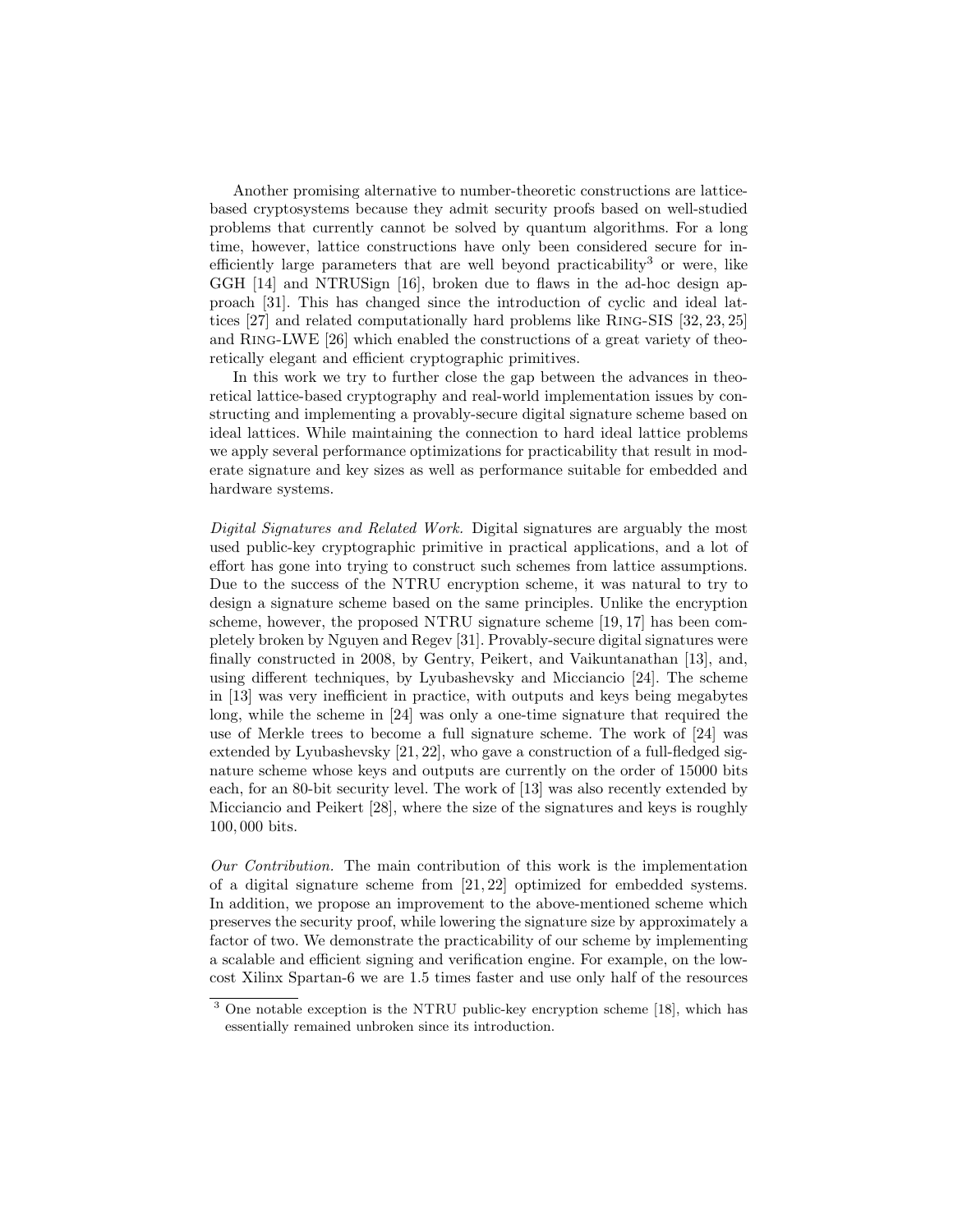Another promising alternative to number-theoretic constructions are lattice-based cryptosystems because they admit security proofs based on well-studied problems that currently cannot be solved by quantum algorithms. For a long time, however, lattice constructions have only been considered secure for inefficiently large parameters that are well beyond practicability[3] or were, like GGH [14] and NTRUSign [16], broken due to flaws in the ad-hoc design approach [31]. This has changed since the introduction of cyclic and ideal lattices [27] and related computationally hard problems like Ring-SIS [32, 23, 25] and Ring-LWE [26] which enabled the constructions of a great variety of theoretically elegant and efficient cryptographic primitives.

In this work we try to further close the gap between the advances in theoretical lattice-based cryptography and real-world implementation issues by constructing and implementing a provably-secure digital signature scheme based on ideal lattices. While maintaining the connection to hard ideal lattice problems we apply several performance optimizations for practicability that result in moderate signature and key sizes as well as performance suitable for embedded and hardware systems.

*Digital Signatures and Related Work.* Digital signatures are arguably the most used public-key cryptographic primitive in practical applications, and a lot of effort has gone into trying to construct such schemes from lattice assumptions. Due to the success of the NTRU encryption scheme, it was natural to try to design a signature scheme based on the same principles. Unlike the encryption scheme, however, the proposed NTRU signature scheme [19, 17] has been completely broken by Nguyen and Regev [31]. Provably-secure digital signatures were finally constructed in 2008, by Gentry, Peikert, and Vaikuntanathan [13], and, using different techniques, by Lyubashevsky and Micciancio [24]. The scheme in [13] was very inefficient in practice, with outputs and keys being megabytes long, while the scheme in [24] was only a one-time signature that required the use of Merkle trees to become a full signature scheme. The work of [24] was extended by Lyubashevsky [21, 22], who gave a construction of a full-fledged signature scheme whose keys and outputs are currently on the order of 15000 bits each, for an 80-bit security level. The work of [13] was also recently extended by Micciancio and Peikert [28], where the size of the signatures and keys is roughly 100, 000 bits.

*Our Contribution.* The main contribution of this work is the implementation of a digital signature scheme from [21, 22] optimized for embedded systems. In addition, we propose an improvement to the above-mentioned scheme which preserves the security proof, while lowering the signature size by approximately a factor of two. We demonstrate the practicability of our scheme by implementing a scalable and efficient signing and verification engine. For example, on the low-cost Xilinx Spartan-6 we are 1.5 times faster and use only half of the resources

[3] One notable exception is the NTRU public-key encryption scheme [18], which has essentially remained unbroken since its introduction.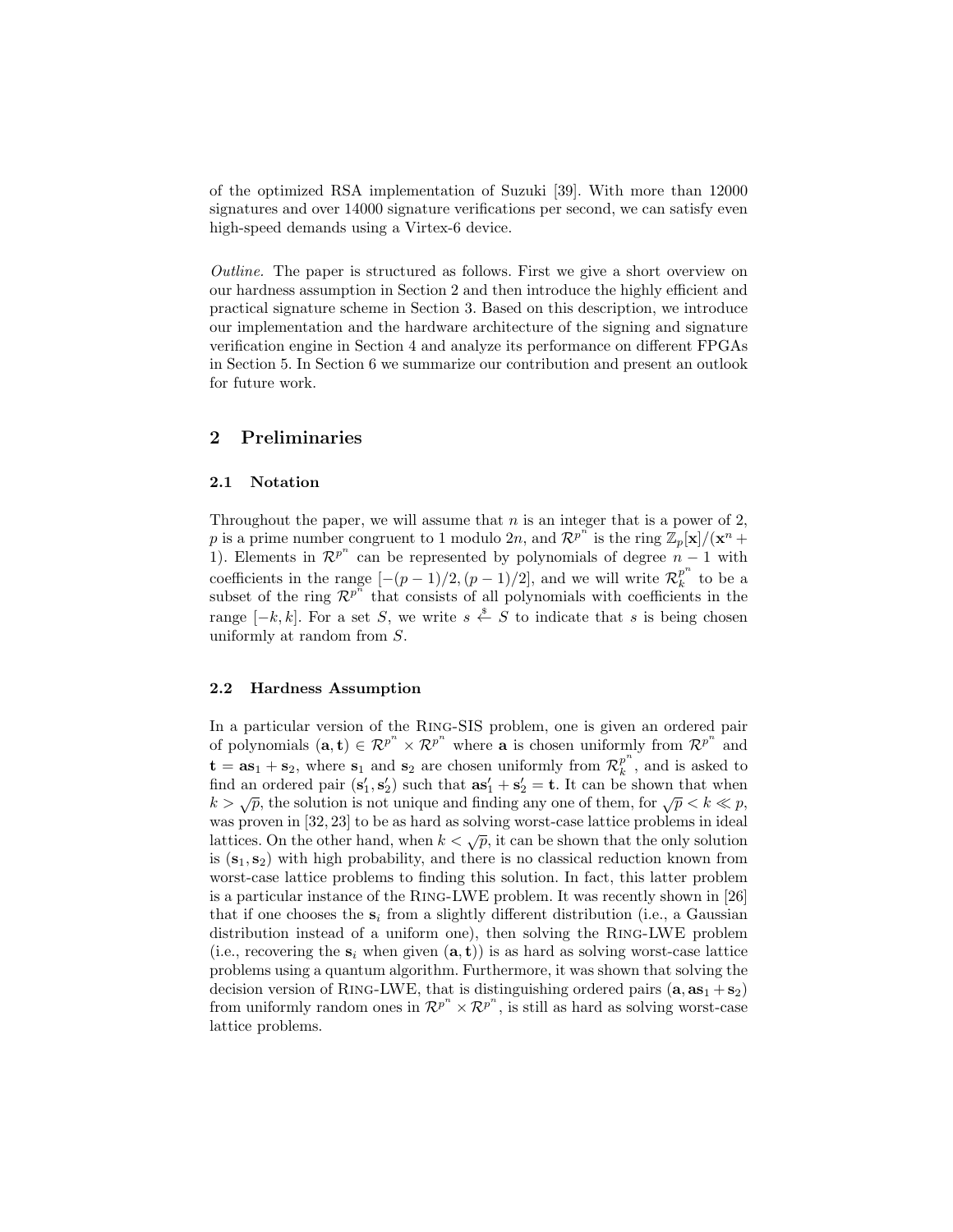of the optimized RSA implementation of Suzuki [39]. With more than 12000 signatures and over 14000 signature verifications per second, we can satisfy even high-speed demands using a Virtex-6 device.

*Outline.* The paper is structured as follows. First we give a short overview on our hardness assumption in Section 2 and then introduce the highly efficient and practical signature scheme in Section 3. Based on this description, we introduce our implementation and the hardware architecture of the signing and signature verification engine in Section 4 and analyze its performance on different FPGAs in Section 5. In Section 6 we summarize our contribution and present an outlook for future work.

## 2 Preliminaries

### 2.1 Notation

Throughout the paper, we will assume that $n$ is an integer that is a power of 2, $p$ is a prime number congruent to 1 modulo $2n$, and $\mathcal{R}^{p^n}$ is the ring $\mathbb{Z}_p[\mathbf{x}]/(\mathbf{x}^n + 1)$. Elements in $\mathcal{R}^{p^n}$ can be represented by polynomials of degree $n-1$ with coefficients in the range $[-(p-1)/2, (p-1)/2]$, and we will write $\mathcal{R}_k^{p^n}$ to be a subset of the ring $\mathcal{R}^{p^n}$ that consists of all polynomials with coefficients in the range $[-k, k]$. For a set $S$, we write $s \stackrel{\$}{\leftarrow} S$ to indicate that $s$ is being chosen uniformly at random from $S$.

### 2.2 Hardness Assumption

In a particular version of the Ring-SIS problem, one is given an ordered pair of polynomials $(\mathbf{a}, \mathbf{t}) \in \mathcal{R}^{p^n} \times \mathcal{R}^{p^n}$ where $\mathbf{a}$ is chosen uniformly from $\mathcal{R}^{p^n}$ and $\mathbf{t} = \mathbf{a}\mathbf{s}_1 + \mathbf{s}_2$, where $\mathbf{s}_1$ and $\mathbf{s}_2$ are chosen uniformly from $\mathcal{R}_k^{p^n}$, and is asked to find an ordered pair $(\mathbf{s}_1', \mathbf{s}_2')$ such that $\mathbf{a}\mathbf{s}_1' + \mathbf{s}_2' = \mathbf{t}$. It can be shown that when $k > \sqrt{p}$, the solution is not unique and finding any one of them, for $\sqrt{p} < k \ll p$, was proven in [32, 23] to be as hard as solving worst-case lattice problems in ideal lattices. On the other hand, when $k < \sqrt{p}$, it can be shown that the only solution is $(\mathbf{s}_1, \mathbf{s}_2)$ with high probability, and there is no classical reduction known from worst-case lattice problems to finding this solution. In fact, this latter problem is a particular instance of the Ring-LWE problem. It was recently shown in [26] that if one chooses the $\mathbf{s}_i$ from a slightly different distribution (i.e., a Gaussian distribution instead of a uniform one), then solving the Ring-LWE problem (i.e., recovering the $\mathbf{s}_i$ when given $(\mathbf{a}, \mathbf{t})$) is as hard as solving worst-case lattice problems using a quantum algorithm. Furthermore, it was shown that solving the decision version of Ring-LWE, that is distinguishing ordered pairs $(\mathbf{a}, \mathbf{a}\mathbf{s}_1 + \mathbf{s}_2)$ from uniformly random ones in $\mathcal{R}^{p^n} \times \mathcal{R}^{p^n}$, is still as hard as solving worst-case lattice problems.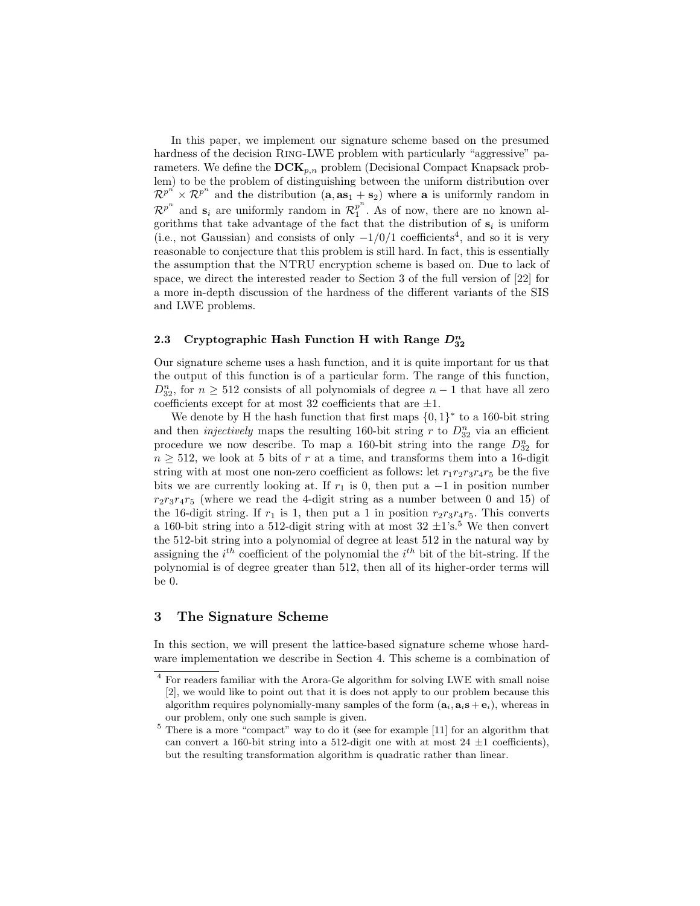In this paper, we implement our signature scheme based on the presumed hardness of the decision Ring-LWE problem with particularly "aggressive" parameters. We define the $\mathbf{DCK}_{p,n}$ problem (Decisional Compact Knapsack problem) to be the problem of distinguishing between the uniform distribution over $\mathcal{R}^{p^n} \times \mathcal{R}^{p^n}$ and the distribution $(\mathbf{a}, \mathbf{a}\mathbf{s}_1 + \mathbf{s}_2)$ where $\mathbf{a}$ is uniformly random in $\mathcal{R}^{p^n}$ and $\mathbf{s}_i$ are uniformly random in $\mathcal{R}_1^{p^n}$. As of now, there are no known algorithms that take advantage of the fact that the distribution of $\mathbf{s}_i$ is uniform (i.e., not Gaussian) and consists of only $-1/0/1$ coefficients[4], and so it is very reasonable to conjecture that this problem is still hard. In fact, this is essentially the assumption that the NTRU encryption scheme is based on. Due to lack of space, we direct the interested reader to Section 3 of the full version of [22] for a more in-depth discussion of the hardness of the different variants of the SIS and LWE problems.

### 2.3 Cryptographic Hash Function H with Range $D_{32}^n$

Our signature scheme uses a hash function, and it is quite important for us that the output of this function is of a particular form. The range of this function, $D_{32}^n$, for $n \geq 512$ consists of all polynomials of degree $n-1$ that have all zero coefficients except for at most 32 coefficients that are $\pm 1$.

We denote by H the hash function that first maps $\{0,1\}^*$ to a 160-bit string and then *injectively* maps the resulting 160-bit string $r$ to $D_{32}^n$ via an efficient procedure we now describe. To map a 160-bit string into the range $D_{32}^n$ for $n \geq 512$, we look at 5 bits of $r$ at a time, and transforms them into a 16-digit string with at most one non-zero coefficient as follows: let $r_1r_2r_3r_4r_5$ be the five bits we are currently looking at. If $r_1$ is 0, then put a $-1$ in position number $r_2r_3r_4r_5$ (where we read the 4-digit string as a number between 0 and 15) of the 16-digit string. If $r_1$ is 1, then put a 1 in position $r_2r_3r_4r_5$. This converts a 160-bit string into a 512-digit string with at most 32 $\pm 1$'s.[5] We then convert the 512-bit string into a polynomial of degree at least 512 in the natural way by assigning the $i^{th}$ coefficient of the polynomial the $i^{th}$ bit of the bit-string. If the polynomial is of degree greater than 512, then all of its higher-order terms will be 0.

## 3 The Signature Scheme

In this section, we will present the lattice-based signature scheme whose hardware implementation we describe in Section 4. This scheme is a combination of

---

[4] For readers familiar with the Arora-Ge algorithm for solving LWE with small noise [2], we would like to point out that it is does not apply to our problem because this algorithm requires polynomially-many samples of the form $(\mathbf{a}_i, \mathbf{a}_i\mathbf{s} + \mathbf{e}_i)$, whereas in our problem, only one such sample is given.

[5] There is a more "compact" way to do it (see for example [11] for an algorithm that can convert a 160-bit string into a 512-digit one with at most 24 $\pm 1$ coefficients), but the resulting transformation algorithm is quadratic rather than linear.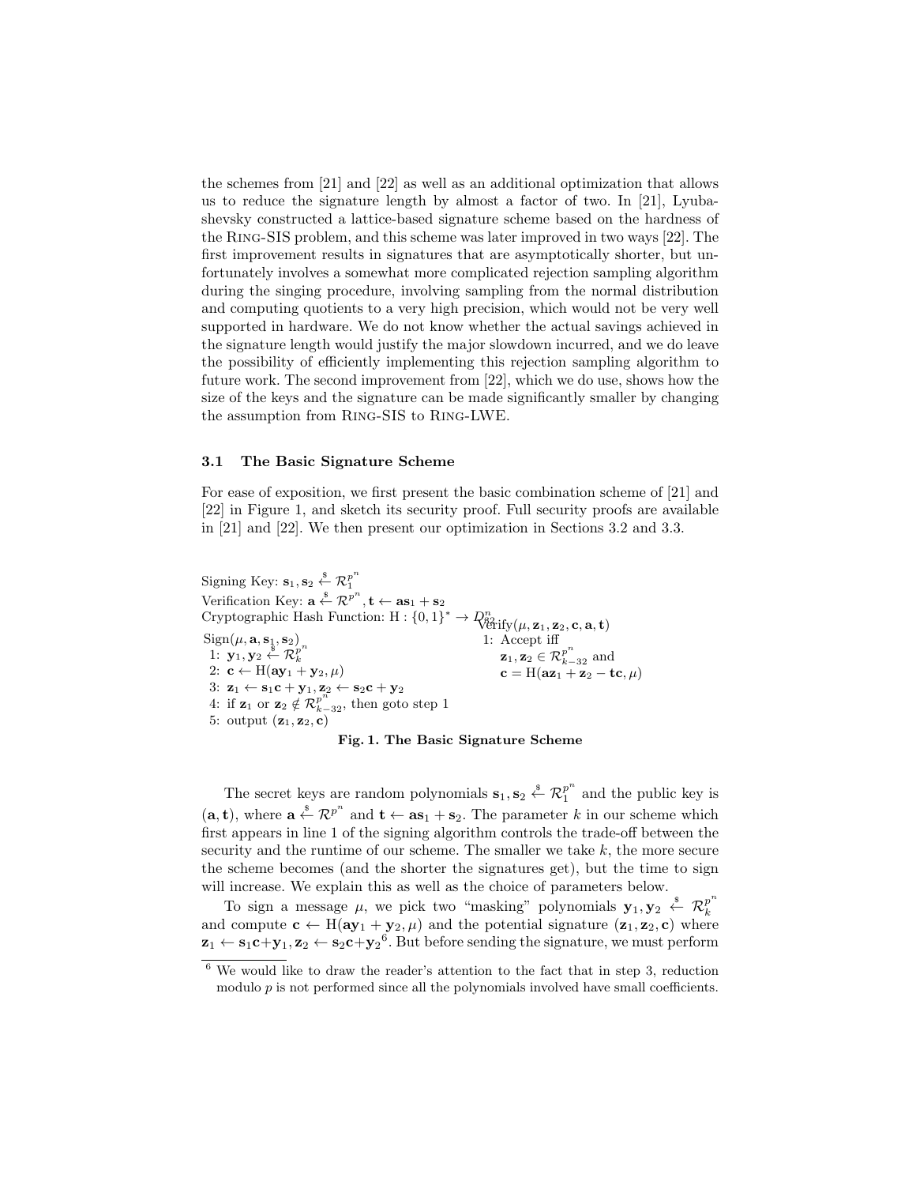the schemes from [21] and [22] as well as an additional optimization that allows us to reduce the signature length by almost a factor of two. In [21], Lyubashevsky constructed a lattice-based signature scheme based on the hardness of the Ring-SIS problem, and this scheme was later improved in two ways [22]. The first improvement results in signatures that are asymptotically shorter, but unfortunately involves a somewhat more complicated rejection sampling algorithm during the singing procedure, involving sampling from the normal distribution and computing quotients to a very high precision, which would not be very well supported in hardware. We do not know whether the actual savings achieved in the signature length would justify the major slowdown incurred, and we do leave the possibility of efficiently implementing this rejection sampling algorithm to future work. The second improvement from [22], which we do use, shows how the size of the keys and the signature can be made significantly smaller by changing the assumption from Ring-SIS to Ring-LWE.

### 3.1 The Basic Signature Scheme

For ease of exposition, we first present the basic combination scheme of [21] and [22] in Figure 1, and sketch its security proof. Full security proofs are available in [21] and [22]. We then present our optimization in Sections 3.2 and 3.3.

Signing Key: $\mathbf{s}_1, \mathbf{s}_2 \xleftarrow{\$} \mathcal{R}_1^{p^n}$
Verification Key: $\mathbf{a} \xleftarrow{\$} \mathcal{R}^{p^n}, \mathbf{t} \leftarrow \mathbf{a}\mathbf{s}_1 + \mathbf{s}_2$
Cryptographic Hash Function: $\mathrm{H} : \{0,1\}^* \rightarrow D_{32}^n$

Sign$(\mu, \mathbf{a}, \mathbf{s}_1, \mathbf{s}_2)$
1: $\mathbf{y}_1, \mathbf{y}_2 \xleftarrow{\$} \mathcal{R}_k^{p^n}$
2: $\mathbf{c} \leftarrow \mathrm{H}(\mathbf{a}\mathbf{y}_1 + \mathbf{y}_2, \mu)$
3: $\mathbf{z}_1 \leftarrow \mathbf{s}_1\mathbf{c} + \mathbf{y}_1, \mathbf{z}_2 \leftarrow \mathbf{s}_2\mathbf{c} + \mathbf{y}_2$
4: if $\mathbf{z}_1$ or $\mathbf{z}_2 \notin \mathcal{R}_{k-32}^{p^n}$, then goto step 1
5: output $(\mathbf{z}_1, \mathbf{z}_2, \mathbf{c})$

Verify$(\mu, \mathbf{z}_1, \mathbf{z}_2, \mathbf{c}, \mathbf{a}, \mathbf{t})$
1: Accept iff
$\mathbf{z}_1, \mathbf{z}_2 \in \mathcal{R}_{k-32}^{p^n}$ and
$\mathbf{c} = \mathrm{H}(\mathbf{a}\mathbf{z}_1 + \mathbf{z}_2 - \mathbf{t}\mathbf{c}, \mu)$

**Fig. 1. The Basic Signature Scheme**

The secret keys are random polynomials $\mathbf{s}_1, \mathbf{s}_2 \xleftarrow{\$} \mathcal{R}_1^{p^n}$ and the public key is $(\mathbf{a}, \mathbf{t})$, where $\mathbf{a} \xleftarrow{\$} \mathcal{R}^{p^n}$ and $\mathbf{t} \leftarrow \mathbf{a}\mathbf{s}_1 + \mathbf{s}_2$. The parameter $k$ in our scheme which first appears in line 1 of the signing algorithm controls the trade-off between the security and the runtime of our scheme. The smaller we take $k$, the more secure the scheme becomes (and the shorter the signatures get), but the time to sign will increase. We explain this as well as the choice of parameters below.

To sign a message $\mu$, we pick two "masking" polynomials $\mathbf{y}_1, \mathbf{y}_2 \xleftarrow{\$} \mathcal{R}_k^{p^n}$ and compute $\mathbf{c} \leftarrow \mathrm{H}(\mathbf{a}\mathbf{y}_1 + \mathbf{y}_2, \mu)$ and the potential signature $(\mathbf{z}_1, \mathbf{z}_2, \mathbf{c})$ where $\mathbf{z}_1 \leftarrow \mathbf{s}_1\mathbf{c} + \mathbf{y}_1, \mathbf{z}_2 \leftarrow \mathbf{s}_2\mathbf{c} + \mathbf{y}_2$[6]. But before sending the signature, we must perform

[6] We would like to draw the reader's attention to the fact that in step 3, reduction modulo $p$ is not performed since all the polynomials involved have small coefficients.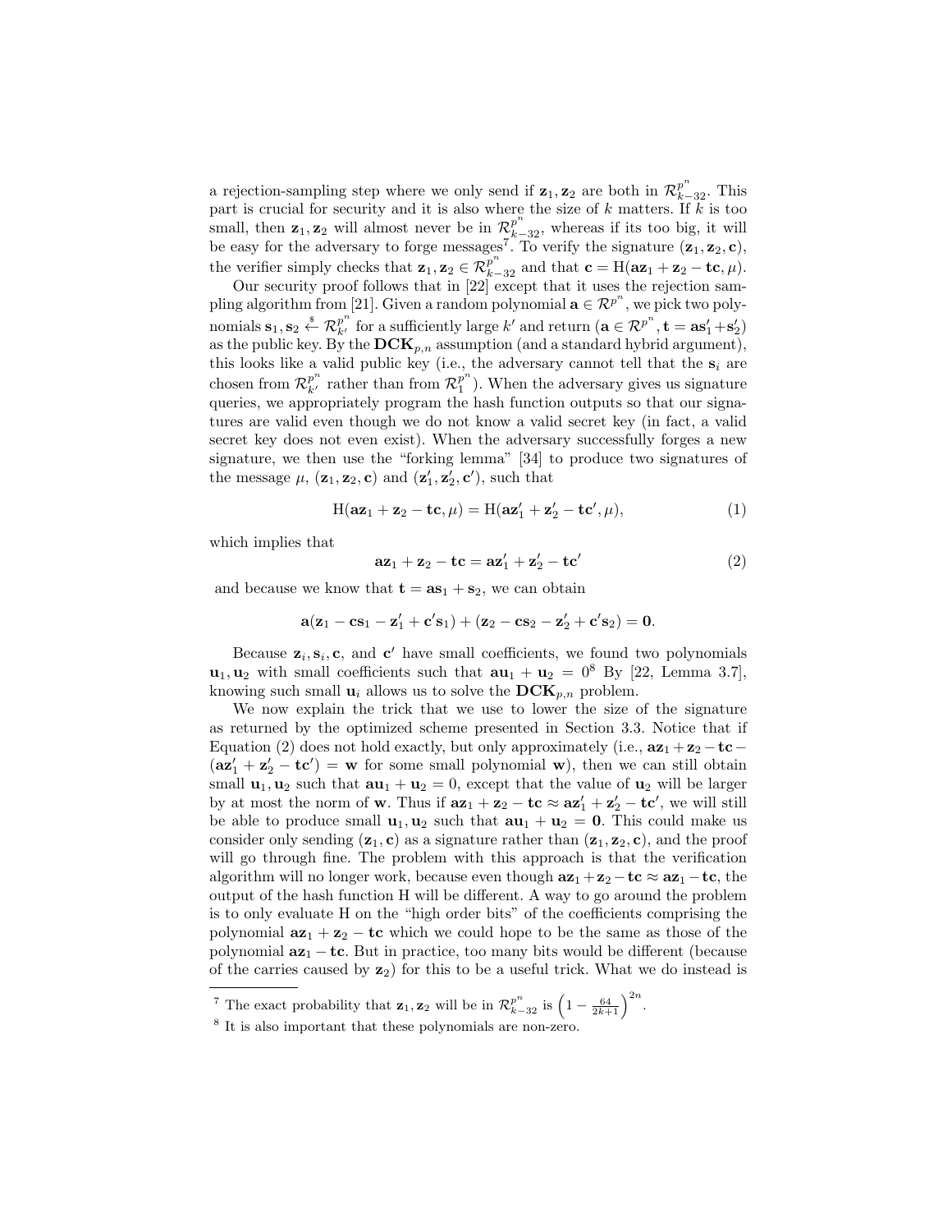a rejection-sampling step where we only send if $\mathbf{z}_1, \mathbf{z}_2$ are both in $\mathcal{R}_{k-32}^{p^n}$. This part is crucial for security and it is also where the size of $k$ matters. If $k$ is too small, then $\mathbf{z}_1, \mathbf{z}_2$ will almost never be in $\mathcal{R}_{k-32}^{p^n}$, whereas if its too big, it will be easy for the adversary to forge messages[7]. To verify the signature $(\mathbf{z}_1, \mathbf{z}_2, \mathbf{c})$, the verifier simply checks that $\mathbf{z}_1, \mathbf{z}_2 \in \mathcal{R}_{k-32}^{p^n}$ and that $\mathbf{c} = \mathrm{H}(\mathbf{a}\mathbf{z}_1 + \mathbf{z}_2 - \mathbf{t}\mathbf{c}, \mu)$.

Our security proof follows that in [22] except that it uses the rejection sampling algorithm from [21]. Given a random polynomial $\mathbf{a} \in \mathcal{R}^{p^n}$, we pick two polynomials $\mathbf{s}_1, \mathbf{s}_2 \xleftarrow{\$} \mathcal{R}_{k'}^{p^n}$ for a sufficiently large $k'$ and return $(\mathbf{a} \in \mathcal{R}^{p^n}, \mathbf{t} = \mathbf{a}\mathbf{s}'_1 + \mathbf{s}'_2)$ as the public key. By the $\mathbf{DCK}_{p,n}$ assumption (and a standard hybrid argument), this looks like a valid public key (i.e., the adversary cannot tell that the $\mathbf{s}_i$ are chosen from $\mathcal{R}_{k'}^{p^n}$ rather than from $\mathcal{R}_1^{p^n}$). When the adversary gives us signature queries, we appropriately program the hash function outputs so that our signatures are valid even though we do not know a valid secret key (in fact, a valid secret key does not even exist). When the adversary successfully forges a new signature, we then use the "forking lemma" [34] to produce two signatures of the message $\mu$, $(\mathbf{z}_1, \mathbf{z}_2, \mathbf{c})$ and $(\mathbf{z}'_1, \mathbf{z}'_2, \mathbf{c}')$, such that

$$\mathrm{H}(\mathbf{a}\mathbf{z}_1 + \mathbf{z}_2 - \mathbf{t}\mathbf{c}, \mu) = \mathrm{H}(\mathbf{a}\mathbf{z}'_1 + \mathbf{z}'_2 - \mathbf{t}\mathbf{c}', \mu), \tag{1}$$

which implies that

$$\mathbf{a}\mathbf{z}_1 + \mathbf{z}_2 - \mathbf{t}\mathbf{c} = \mathbf{a}\mathbf{z}'_1 + \mathbf{z}'_2 - \mathbf{t}\mathbf{c}' \tag{2}$$

and because we know that $\mathbf{t} = \mathbf{a}\mathbf{s}_1 + \mathbf{s}_2$, we can obtain

$$\mathbf{a}(\mathbf{z}_1 - \mathbf{c}\mathbf{s}_1 - \mathbf{z}'_1 + \mathbf{c}'\mathbf{s}_1) + (\mathbf{z}_2 - \mathbf{c}\mathbf{s}_2 - \mathbf{z}'_2 + \mathbf{c}'\mathbf{s}_2) = \mathbf{0}.$$

Because $\mathbf{z}_i, \mathbf{s}_i, \mathbf{c}$, and $\mathbf{c}'$ have small coefficients, we found two polynomials $\mathbf{u}_1, \mathbf{u}_2$ with small coefficients such that $\mathbf{a}\mathbf{u}_1 + \mathbf{u}_2 = 0$[8] By [22, Lemma 3.7], knowing such small $\mathbf{u}_i$ allows us to solve the $\mathbf{DCK}_{p,n}$ problem.

We now explain the trick that we use to lower the size of the signature as returned by the optimized scheme presented in Section 3.3. Notice that if Equation (2) does not hold exactly, but only approximately (i.e., $\mathbf{a}\mathbf{z}_1 + \mathbf{z}_2 - \mathbf{t}\mathbf{c} - (\mathbf{a}\mathbf{z}'_1 + \mathbf{z}'_2 - \mathbf{t}\mathbf{c}') = \mathbf{w}$ for some small polynomial $\mathbf{w}$), then we can still obtain small $\mathbf{u}_1, \mathbf{u}_2$ such that $\mathbf{a}\mathbf{u}_1 + \mathbf{u}_2 = 0$, except that the value of $\mathbf{u}_2$ will be larger by at most the norm of $\mathbf{w}$. Thus if $\mathbf{a}\mathbf{z}_1 + \mathbf{z}_2 - \mathbf{t}\mathbf{c} \approx \mathbf{a}\mathbf{z}'_1 + \mathbf{z}'_2 - \mathbf{t}\mathbf{c}'$, we will still be able to produce small $\mathbf{u}_1, \mathbf{u}_2$ such that $\mathbf{a}\mathbf{u}_1 + \mathbf{u}_2 = \mathbf{0}$. This could make us consider only sending $(\mathbf{z}_1, \mathbf{c})$ as a signature rather than $(\mathbf{z}_1, \mathbf{z}_2, \mathbf{c})$, and the proof will go through fine. The problem with this approach is that the verification algorithm will no longer work, because even though $\mathbf{a}\mathbf{z}_1 + \mathbf{z}_2 - \mathbf{t}\mathbf{c} \approx \mathbf{a}\mathbf{z}_1 - \mathbf{t}\mathbf{c}$, the output of the hash function H will be different. A way to go around the problem is to only evaluate H on the "high order bits" of the coefficients comprising the polynomial $\mathbf{a}\mathbf{z}_1 + \mathbf{z}_2 - \mathbf{t}\mathbf{c}$ which we could hope to be the same as those of the polynomial $\mathbf{a}\mathbf{z}_1 - \mathbf{t}\mathbf{c}$. But in practice, too many bits would be different (because of the carries caused by $\mathbf{z}_2$) for this to be a useful trick. What we do instead is

---

[7] The exact probability that $\mathbf{z}_1, \mathbf{z}_2$ will be in $\mathcal{R}_{k-32}^{p^n}$ is $\left(1 - \frac{64}{2k+1}\right)^{2n}$.

[8] It is also important that these polynomials are non-zero.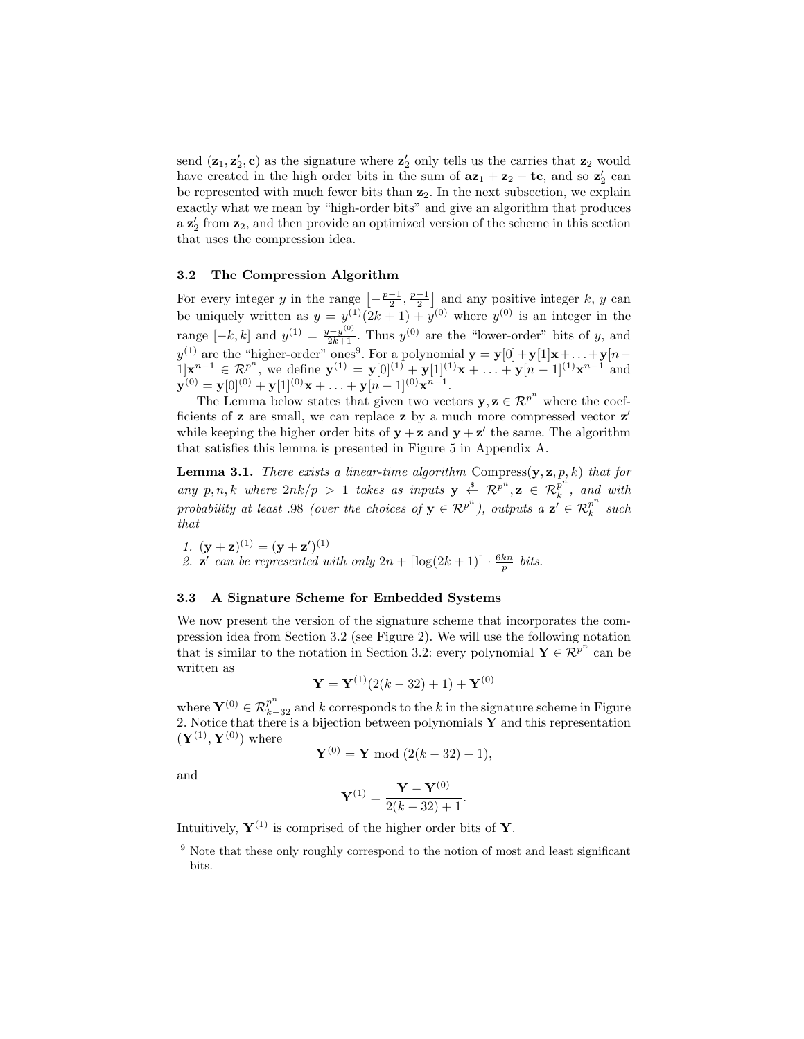send $(\mathbf{z}_1, \mathbf{z}_2', \mathbf{c})$ as the signature where $\mathbf{z}_2'$ only tells us the carries that $\mathbf{z}_2$ would have created in the high order bits in the sum of $\mathbf{az}_1 + \mathbf{z}_2 - \mathbf{tc}$, and so $\mathbf{z}_2'$ can be represented with much fewer bits than $\mathbf{z}_2$. In the next subsection, we explain exactly what we mean by "high-order bits" and give an algorithm that produces a $\mathbf{z}_2'$ from $\mathbf{z}_2$, and then provide an optimized version of the scheme in this section that uses the compression idea.

### 3.2 The Compression Algorithm

For every integer $y$ in the range $\left[-\frac{p-1}{2}, \frac{p-1}{2}\right]$ and any positive integer $k$, $y$ can be uniquely written as $y = y^{(1)}(2k+1) + y^{(0)}$ where $y^{(0)}$ is an integer in the range $[-k, k]$ and $y^{(1)} = \frac{y - y^{(0)}}{2k+1}$. Thus $y^{(0)}$ are the "lower-order" bits of $y$, and $y^{(1)}$ are the "higher-order" ones[9]. For a polynomial $\mathbf{y} = \mathbf{y}[0] + \mathbf{y}[1]\mathbf{x} + \ldots + \mathbf{y}[n-1]\mathbf{x}^{n-1} \in \mathcal{R}^{p^n}$, we define $\mathbf{y}^{(1)} = \mathbf{y}[0]^{(1)} + \mathbf{y}[1]^{(1)}\mathbf{x} + \ldots + \mathbf{y}[n-1]^{(1)}\mathbf{x}^{n-1}$ and $\mathbf{y}^{(0)} = \mathbf{y}[0]^{(0)} + \mathbf{y}[1]^{(0)}\mathbf{x} + \ldots + \mathbf{y}[n-1]^{(0)}\mathbf{x}^{n-1}$.

The Lemma below states that given two vectors $\mathbf{y}, \mathbf{z} \in \mathcal{R}^{p^n}$ where the coefficients of $\mathbf{z}$ are small, we can replace $\mathbf{z}$ by a much more compressed vector $\mathbf{z}'$ while keeping the higher order bits of $\mathbf{y} + \mathbf{z}$ and $\mathbf{y} + \mathbf{z}'$ the same. The algorithm that satisfies this lemma is presented in Figure 5 in Appendix A.

**Lemma 3.1.** *There exists a linear-time algorithm* Compress$(\mathbf{y}, \mathbf{z}, p, k)$ *that for any $p, n, k$ where $2nk/p > 1$ takes as inputs $\mathbf{y} \xleftarrow{\$} \mathcal{R}^{p^n}, \mathbf{z} \in \mathcal{R}_k^{p^n}$, and with probability at least .98 (over the choices of $\mathbf{y} \in \mathcal{R}^{p^n}$), outputs a $\mathbf{z}' \in \mathcal{R}_k^{p^n}$ such that*

1. *$(\mathbf{y} + \mathbf{z})^{(1)} = (\mathbf{y} + \mathbf{z}')^{(1)}$*
2. *$\mathbf{z}'$ can be represented with only $2n + \lceil \log(2k+1) \rceil \cdot \frac{6kn}{p}$ bits.*

### 3.3 A Signature Scheme for Embedded Systems

We now present the version of the signature scheme that incorporates the compression idea from Section 3.2 (see Figure 2). We will use the following notation that is similar to the notation in Section 3.2: every polynomial $\mathbf{Y} \in \mathcal{R}^{p^n}$ can be written as

$$\mathbf{Y} = \mathbf{Y}^{(1)}(2(k-32)+1) + \mathbf{Y}^{(0)}$$

where $\mathbf{Y}^{(0)} \in \mathcal{R}_{k-32}^{p^n}$ and $k$ corresponds to the $k$ in the signature scheme in Figure 2. Notice that there is a bijection between polynomials $\mathbf{Y}$ and this representation $(\mathbf{Y}^{(1)}, \mathbf{Y}^{(0)})$ where

$$\mathbf{Y}^{(0)} = \mathbf{Y} \bmod (2(k-32)+1),$$

and

$$\mathbf{Y}^{(1)} = \frac{\mathbf{Y} - \mathbf{Y}^{(0)}}{2(k-32)+1}.$$

Intuitively, $\mathbf{Y}^{(1)}$ is comprised of the higher order bits of $\mathbf{Y}$.

[9] Note that these only roughly correspond to the notion of most and least significant bits.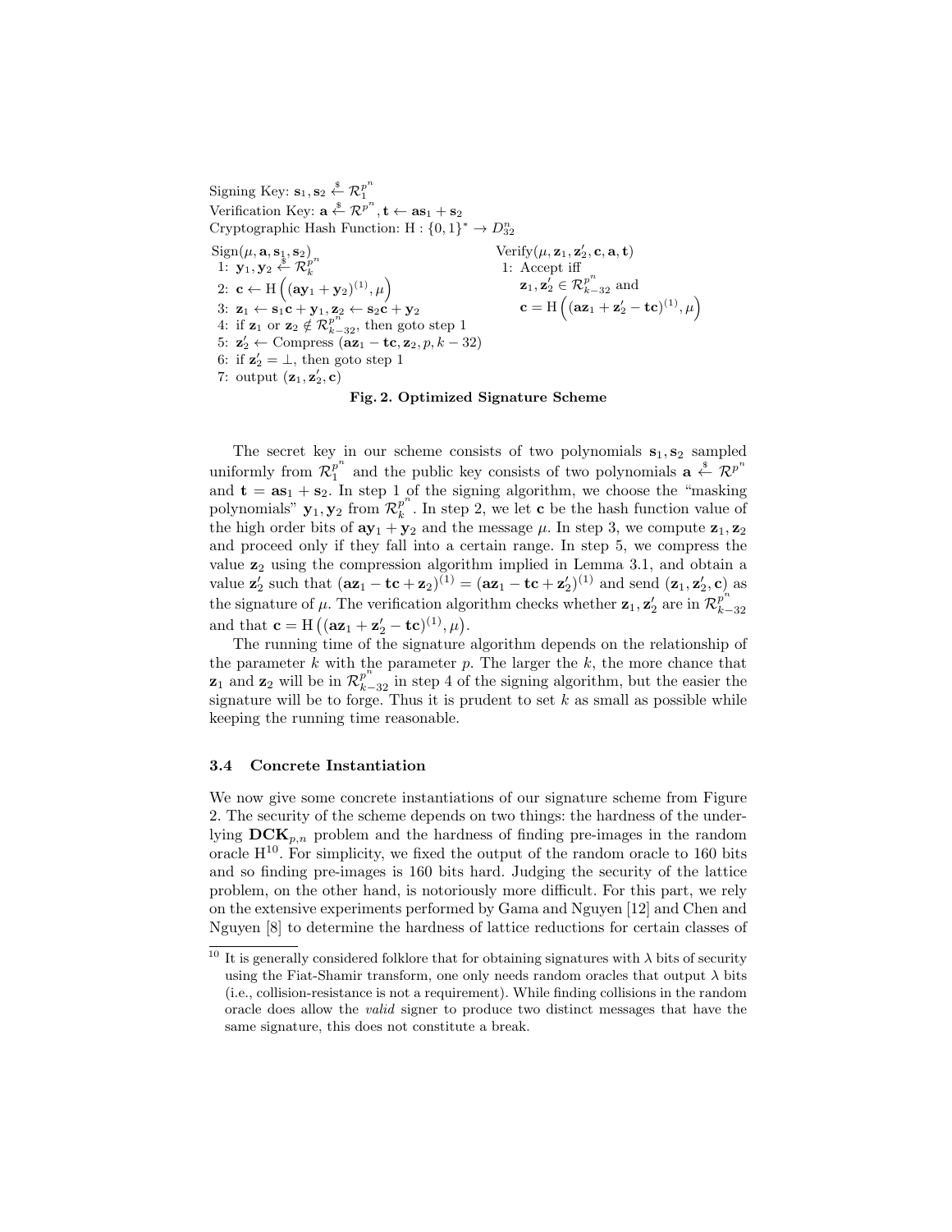Signing Key: $\mathbf{s}_1, \mathbf{s}_2 \xleftarrow{\$} \mathcal{R}_1^{p^n}$
Verification Key: $\mathbf{a} \xleftarrow{\$} \mathcal{R}^{p^n}, \mathbf{t} \leftarrow \mathbf{a}\mathbf{s}_1 + \mathbf{s}_2$
Cryptographic Hash Function: $\mathrm{H} : \{0,1\}^* \to D_{32}^n$

Sign$(\mu, \mathbf{a}, \mathbf{s}_1, \mathbf{s}_2)$
1: $\mathbf{y}_1, \mathbf{y}_2 \xleftarrow{\$} \mathcal{R}_k^{p^n}$
2: $\mathbf{c} \leftarrow \mathrm{H}\left((\mathbf{a}\mathbf{y}_1 + \mathbf{y}_2)^{(1)}, \mu\right)$
3: $\mathbf{z}_1 \leftarrow \mathbf{s}_1\mathbf{c} + \mathbf{y}_1, \mathbf{z}_2 \leftarrow \mathbf{s}_2\mathbf{c} + \mathbf{y}_2$
4: if $\mathbf{z}_1$ or $\mathbf{z}_2 \notin \mathcal{R}_{k-32}^{p^n}$, then goto step 1
5: $\mathbf{z}'_2 \leftarrow$ Compress $(\mathbf{a}\mathbf{z}_1 - \mathbf{t}\mathbf{c}, \mathbf{z}_2, p, k-32)$
6: if $\mathbf{z}'_2 = \perp$, then goto step 1
7: output $(\mathbf{z}_1, \mathbf{z}'_2, \mathbf{c})$

Verify$(\mu, \mathbf{z}_1, \mathbf{z}'_2, \mathbf{c}, \mathbf{a}, \mathbf{t})$
1: Accept iff
$\mathbf{z}_1, \mathbf{z}'_2 \in \mathcal{R}_{k-32}^{p^n}$ and
$\mathbf{c} = \mathrm{H}\left((\mathbf{a}\mathbf{z}_1 + \mathbf{z}'_2 - \mathbf{t}\mathbf{c})^{(1)}, \mu\right)$

**Fig. 2. Optimized Signature Scheme**

The secret key in our scheme consists of two polynomials $\mathbf{s}_1, \mathbf{s}_2$ sampled uniformly from $\mathcal{R}_1^{p^n}$ and the public key consists of two polynomials $\mathbf{a} \xleftarrow{\$} \mathcal{R}^{p^n}$ and $\mathbf{t} = \mathbf{a}\mathbf{s}_1 + \mathbf{s}_2$. In step 1 of the signing algorithm, we choose the "masking polynomials" $\mathbf{y}_1, \mathbf{y}_2$ from $\mathcal{R}_k^{p^n}$. In step 2, we let $\mathbf{c}$ be the hash function value of the high order bits of $\mathbf{a}\mathbf{y}_1 + \mathbf{y}_2$ and the message $\mu$. In step 3, we compute $\mathbf{z}_1, \mathbf{z}_2$ and proceed only if they fall into a certain range. In step 5, we compress the value $\mathbf{z}_2$ using the compression algorithm implied in Lemma 3.1, and obtain a value $\mathbf{z}'_2$ such that $(\mathbf{a}\mathbf{z}_1 - \mathbf{t}\mathbf{c} + \mathbf{z}_2)^{(1)} = (\mathbf{a}\mathbf{z}_1 - \mathbf{t}\mathbf{c} + \mathbf{z}'_2)^{(1)}$ and send $(\mathbf{z}_1, \mathbf{z}'_2, \mathbf{c})$ as the signature of $\mu$. The verification algorithm checks whether $\mathbf{z}_1, \mathbf{z}'_2$ are in $\mathcal{R}_{k-32}^{p^n}$ and that $\mathbf{c} = \mathrm{H}\left((\mathbf{a}\mathbf{z}_1 + \mathbf{z}'_2 - \mathbf{t}\mathbf{c})^{(1)}, \mu\right)$.

The running time of the signature algorithm depends on the relationship of the parameter $k$ with the parameter $p$. The larger the $k$, the more chance that $\mathbf{z}_1$ and $\mathbf{z}_2$ will be in $\mathcal{R}_{k-32}^{p^n}$ in step 4 of the signing algorithm, but the easier the signature will be to forge. Thus it is prudent to set $k$ as small as possible while keeping the running time reasonable.

### 3.4 Concrete Instantiation

We now give some concrete instantiations of our signature scheme from Figure 2. The security of the scheme depends on two things: the hardness of the underlying $\mathbf{DCK}_{p,n}$ problem and the hardness of finding pre-images in the random oracle H[10]. For simplicity, we fixed the output of the random oracle to 160 bits and so finding pre-images is 160 bits hard. Judging the security of the lattice problem, on the other hand, is notoriously more difficult. For this part, we rely on the extensive experiments performed by Gama and Nguyen [12] and Chen and Nguyen [8] to determine the hardness of lattice reductions for certain classes of

[10] It is generally considered folklore that for obtaining signatures with $\lambda$ bits of security using the Fiat-Shamir transform, one only needs random oracles that output $\lambda$ bits (i.e., collision-resistance is not a requirement). While finding collisions in the random oracle does allow the *valid* signer to produce two distinct messages that have the same signature, this does not constitute a break.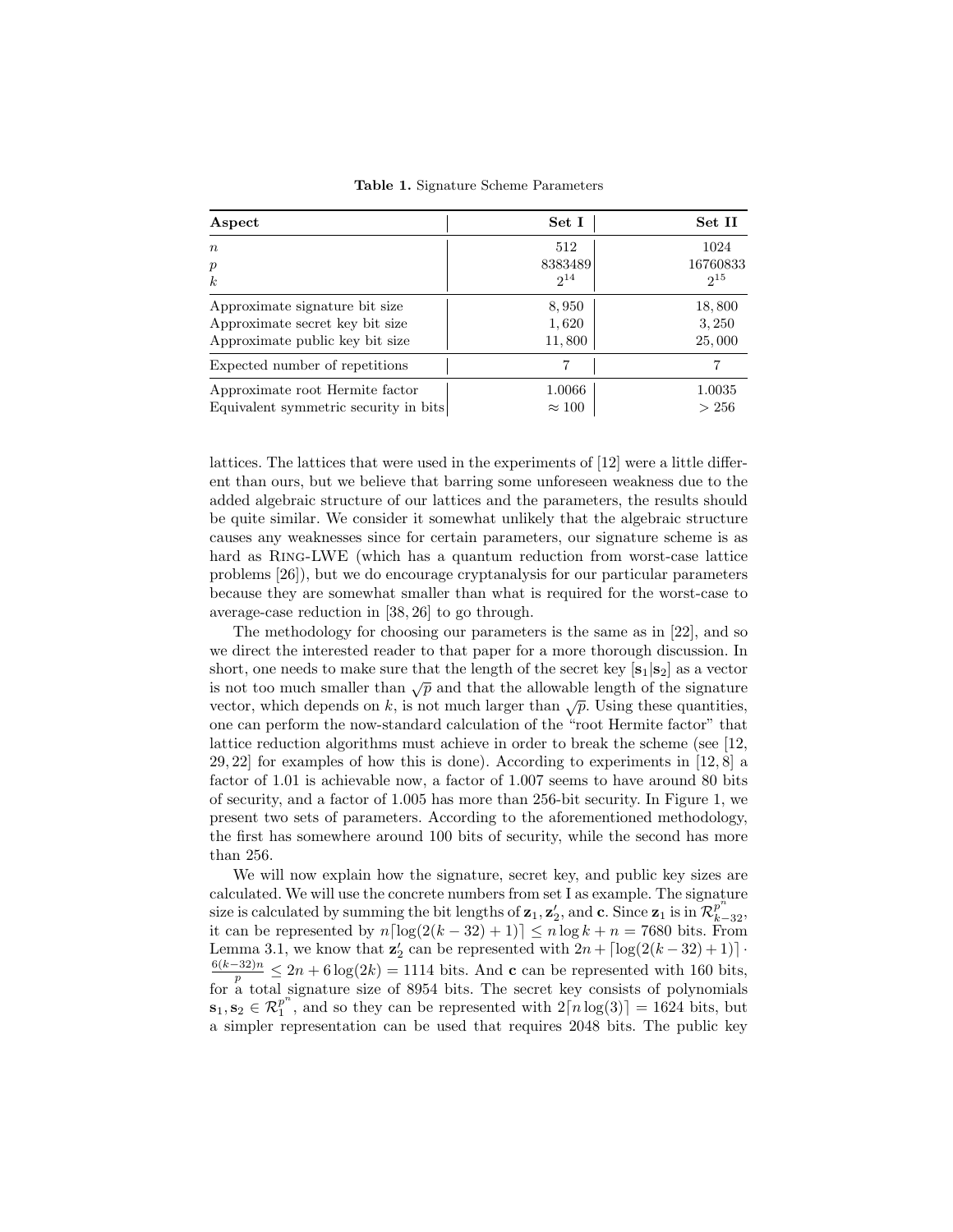**Table 1.** Signature Scheme Parameters

| **Aspect** | **Set I** | **Set II** |
|---|---:|---:|
| $n$ | 512 | 1024 |
| $p$ | 8383489 | 16760833 |
| $k$ | $2^{14}$ | $2^{15}$ |
| Approximate signature bit size | 8,950 | 18,800 |
| Approximate secret key bit size | 1,620 | 3,250 |
| Approximate public key bit size | 11,800 | 25,000 |
| Expected number of repetitions | 7 | 7 |
| Approximate root Hermite factor | 1.0066 | 1.0035 |
| Equivalent symmetric security in bits | $\approx 100$ | $> 256$ |

lattices. The lattices that were used in the experiments of [12] were a little different than ours, but we believe that barring some unforeseen weakness due to the added algebraic structure of our lattices and the parameters, the results should be quite similar. We consider it somewhat unlikely that the algebraic structure causes any weaknesses since for certain parameters, our signature scheme is as hard as Ring-LWE (which has a quantum reduction from worst-case lattice problems [26]), but we do encourage cryptanalysis for our particular parameters because they are somewhat smaller than what is required for the worst-case to average-case reduction in [38, 26] to go through.

The methodology for choosing our parameters is the same as in [22], and so we direct the interested reader to that paper for a more thorough discussion. In short, one needs to make sure that the length of the secret key $[\mathbf{s}_1|\mathbf{s}_2]$ as a vector is not too much smaller than $\sqrt{p}$ and that the allowable length of the signature vector, which depends on $k$, is not much larger than $\sqrt{p}$. Using these quantities, one can perform the now-standard calculation of the "root Hermite factor" that lattice reduction algorithms must achieve in order to break the scheme (see [12, 29, 22] for examples of how this is done). According to experiments in [12, 8] a factor of 1.01 is achievable now, a factor of 1.007 seems to have around 80 bits of security, and a factor of 1.005 has more than 256-bit security. In Figure 1, we present two sets of parameters. According to the aforementioned methodology, the first has somewhere around 100 bits of security, while the second has more than 256.

We will now explain how the signature, secret key, and public key sizes are calculated. We will use the concrete numbers from set I as example. The signature size is calculated by summing the bit lengths of $\mathbf{z}_1, \mathbf{z}_2'$, and $\mathbf{c}$. Since $\mathbf{z}_1$ is in $\mathcal{R}_{k-32}^{p^n}$, it can be represented by $n\lceil \log(2(k-32)+1)\rceil \leq n \log k + n = 7680$ bits. From Lemma 3.1, we know that $\mathbf{z}_2'$ can be represented with $2n + \lceil \log(2(k-32)+1)\rceil \cdot \frac{6(k-32)n}{p} \leq 2n + 6\log(2k) = 1114$ bits. And $\mathbf{c}$ can be represented with 160 bits, for a total signature size of 8954 bits. The secret key consists of polynomials $\mathbf{s}_1, \mathbf{s}_2 \in \mathcal{R}_1^{p^n}$, and so they can be represented with $2\lceil n \log(3)\rceil = 1624$ bits, but a simpler representation can be used that requires 2048 bits. The public key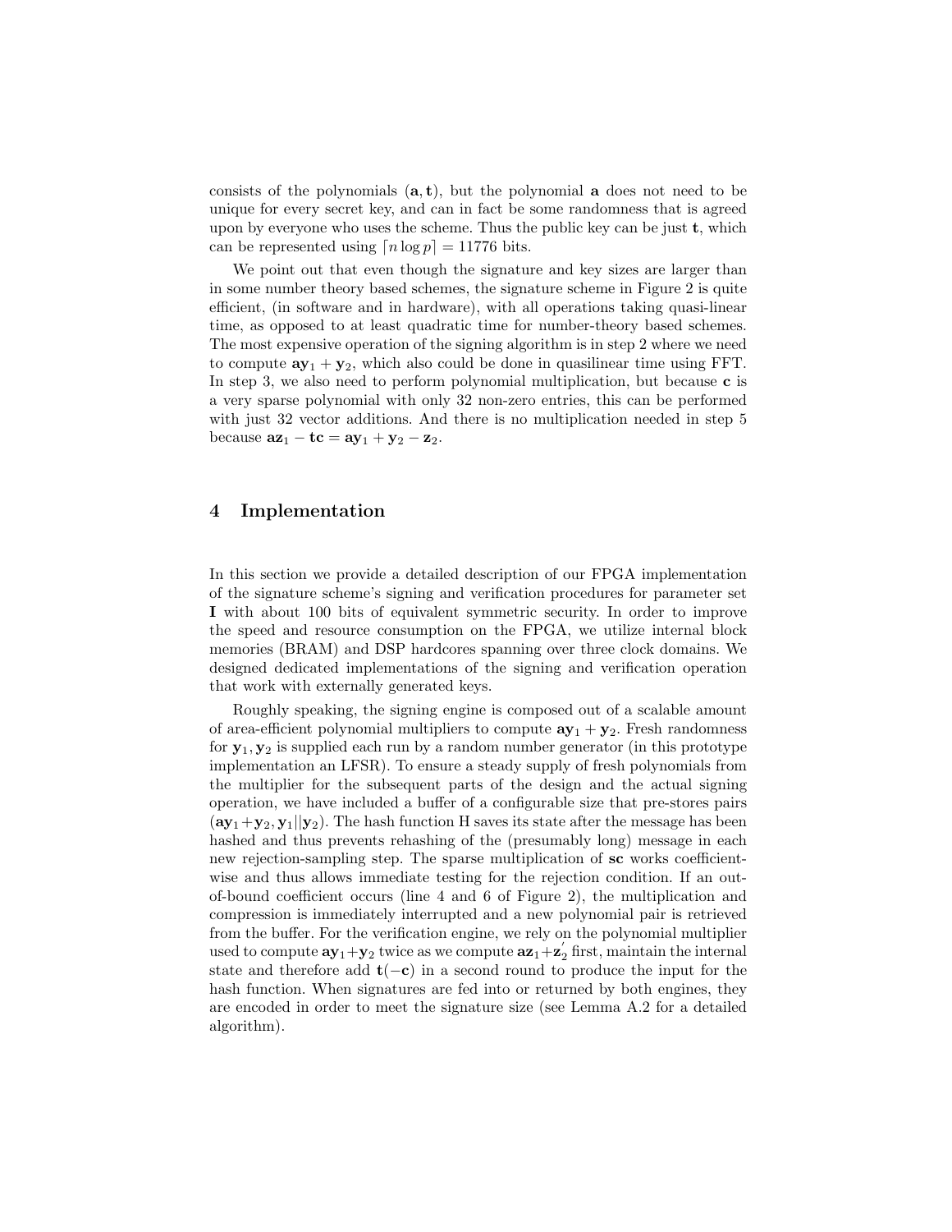consists of the polynomials $(\mathbf{a}, \mathbf{t})$, but the polynomial $\mathbf{a}$ does not need to be unique for every secret key, and can in fact be some randomness that is agreed upon by everyone who uses the scheme. Thus the public key can be just $\mathbf{t}$, which can be represented using $\lceil n \log p \rceil = 11776$ bits.

We point out that even though the signature and key sizes are larger than in some number theory based schemes, the signature scheme in Figure 2 is quite efficient, (in software and in hardware), with all operations taking quasi-linear time, as opposed to at least quadratic time for number-theory based schemes. The most expensive operation of the signing algorithm is in step 2 where we need to compute $\mathbf{a}\mathbf{y}_1 + \mathbf{y}_2$, which also could be done in quasilinear time using FFT. In step 3, we also need to perform polynomial multiplication, but because $\mathbf{c}$ is a very sparse polynomial with only 32 non-zero entries, this can be performed with just 32 vector additions. And there is no multiplication needed in step 5 because $\mathbf{a}\mathbf{z}_1 - \mathbf{t}\mathbf{c} = \mathbf{a}\mathbf{y}_1 + \mathbf{y}_2 - \mathbf{z}_2$.

## 4 Implementation

In this section we provide a detailed description of our FPGA implementation of the signature scheme's signing and verification procedures for parameter set **I** with about 100 bits of equivalent symmetric security. In order to improve the speed and resource consumption on the FPGA, we utilize internal block memories (BRAM) and DSP hardcores spanning over three clock domains. We designed dedicated implementations of the signing and verification operation that work with externally generated keys.

Roughly speaking, the signing engine is composed out of a scalable amount of area-efficient polynomial multipliers to compute $\mathbf{a}\mathbf{y}_1 + \mathbf{y}_2$. Fresh randomness for $\mathbf{y}_1, \mathbf{y}_2$ is supplied each run by a random number generator (in this prototype implementation an LFSR). To ensure a steady supply of fresh polynomials from the multiplier for the subsequent parts of the design and the actual signing operation, we have included a buffer of a configurable size that pre-stores pairs $(\mathbf{a}\mathbf{y}_1+\mathbf{y}_2, \mathbf{y}_1||\mathbf{y}_2)$. The hash function H saves its state after the message has been hashed and thus prevents rehashing of the (presumably long) message in each new rejection-sampling step. The sparse multiplication of $\mathbf{s}\mathbf{c}$ works coefficient-wise and thus allows immediate testing for the rejection condition. If an out-of-bound coefficient occurs (line 4 and 6 of Figure 2), the multiplication and compression is immediately interrupted and a new polynomial pair is retrieved from the buffer. For the verification engine, we rely on the polynomial multiplier used to compute $\mathbf{a}\mathbf{y}_1+\mathbf{y}_2$ twice as we compute $\mathbf{a}\mathbf{z}_1+\mathbf{z}_2'$ first, maintain the internal state and therefore add $\mathbf{t}(-\mathbf{c})$ in a second round to produce the input for the hash function. When signatures are fed into or returned by both engines, they are encoded in order to meet the signature size (see Lemma A.2 for a detailed algorithm).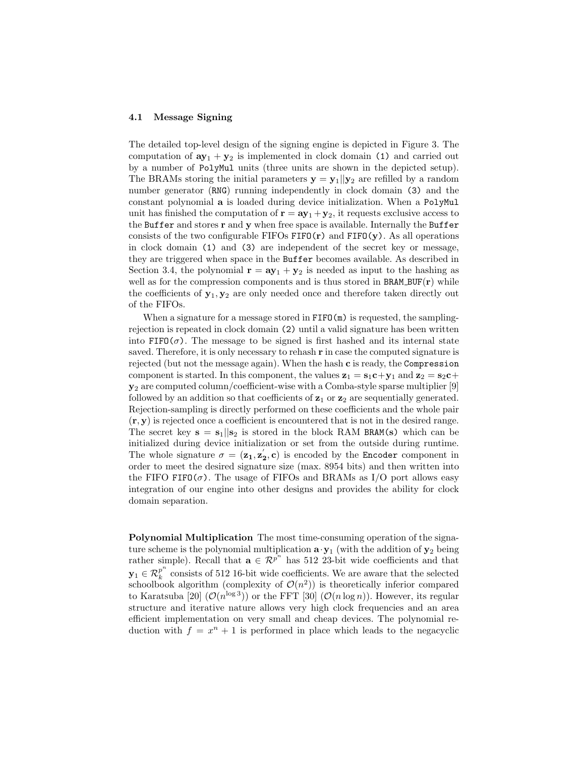### 4.1 Message Signing

The detailed top-level design of the signing engine is depicted in Figure 3. The computation of $\mathbf{a}\mathbf{y}_1 + \mathbf{y}_2$ is implemented in clock domain `(1)` and carried out by a number of `PolyMul` units (three units are shown in the depicted setup). The BRAMs storing the initial parameters $\mathbf{y} = \mathbf{y}_1 || \mathbf{y}_2$ are refilled by a random number generator (`RNG`) running independently in clock domain `(3)` and the constant polynomial $\mathbf{a}$ is loaded during device initialization. When a `PolyMul` unit has finished the computation of $\mathbf{r} = \mathbf{a}\mathbf{y}_1 + \mathbf{y}_2$, it requests exclusive access to the `Buffer` and stores $\mathbf{r}$ and $\mathbf{y}$ when free space is available. Internally the `Buffer` consists of the two configurable FIFOs `FIFO(`$\mathbf{r}$`)` and `FIFO(`$\mathbf{y}$`)`. As all operations in clock domain `(1)` and `(3)` are independent of the secret key or message, they are triggered when space in the `Buffer` becomes available. As described in Section 3.4, the polynomial $\mathbf{r} = \mathbf{a}\mathbf{y}_1 + \mathbf{y}_2$ is needed as input to the hashing as well as for the compression components and is thus stored in `BRAM_BUF(`$\mathbf{r}$`)` while the coefficients of $\mathbf{y}_1, \mathbf{y}_2$ are only needed once and therefore taken directly out of the FIFOs.

When a signature for a message stored in `FIFO(m)` is requested, the sampling-rejection is repeated in clock domain `(2)` until a valid signature has been written into `FIFO(`$\sigma$`)`. The message to be signed is first hashed and its internal state saved. Therefore, it is only necessary to rehash $\mathbf{r}$ in case the computed signature is rejected (but not the message again). When the hash $\mathbf{c}$ is ready, the `Compression` component is started. In this component, the values $\mathbf{z}_1 = \mathbf{s}_1\mathbf{c} + \mathbf{y}_1$ and $\mathbf{z}_2 = \mathbf{s}_2\mathbf{c} + \mathbf{y}_2$ are computed column/coefficient-wise with a Comba-style sparse multiplier [9] followed by an addition so that coefficients of $\mathbf{z}_1$ or $\mathbf{z}_2$ are sequentially generated. Rejection-sampling is directly performed on these coefficients and the whole pair $(\mathbf{r}, \mathbf{y})$ is rejected once a coefficient is encountered that is not in the desired range. The secret key $\mathbf{s} = \mathbf{s}_1 || \mathbf{s}_2$ is stored in the block RAM `BRAM(s)` which can be initialized during device initialization or set from the outside during runtime. The whole signature $\sigma = (\mathbf{z_1}, \mathbf{z_2'}, \mathbf{c})$ is encoded by the `Encoder` component in order to meet the desired signature size (max. 8954 bits) and then written into the FIFO `FIFO(`$\sigma$`)`. The usage of FIFOs and BRAMs as I/O port allows easy integration of our engine into other designs and provides the ability for clock domain separation.

**Polynomial Multiplication** The most time-consuming operation of the signature scheme is the polynomial multiplication $\mathbf{a} \cdot \mathbf{y}_1$ (with the addition of $\mathbf{y}_2$ being rather simple). Recall that $\mathbf{a} \in \mathcal{R}^{p^n}$ has 512 23-bit wide coefficients and that $\mathbf{y}_1 \in \mathcal{R}_k^{p^n}$ consists of 512 16-bit wide coefficients. We are aware that the selected schoolbook algorithm (complexity of $\mathcal{O}(n^2)$) is theoretically inferior compared to Karatsuba [20] ($\mathcal{O}(n^{\log 3})$) or the FFT [30] ($\mathcal{O}(n \log n)$). However, its regular structure and iterative nature allows very high clock frequencies and an area efficient implementation on very small and cheap devices. The polynomial reduction with $f = x^n + 1$ is performed in place which leads to the negacyclic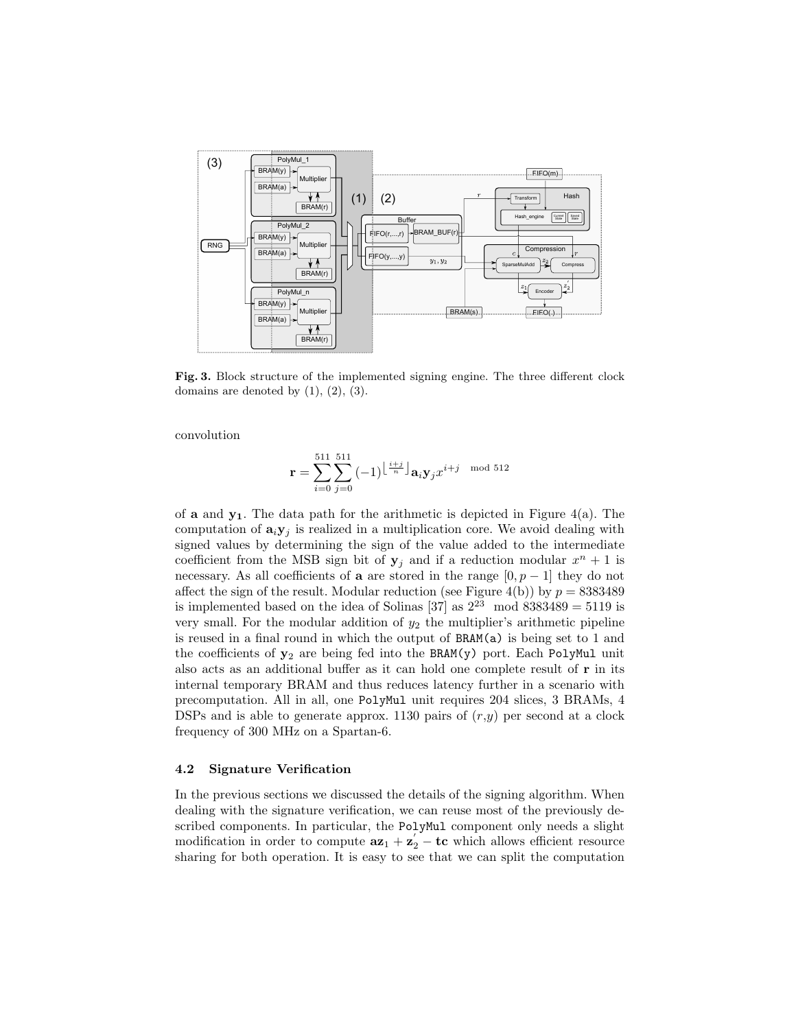**Fig. 3.** Block structure of the implemented signing engine. The three different clock domains are denoted by (1), (2), (3).

convolution

$$\mathbf{r} = \sum_{i=0}^{511} \sum_{j=0}^{511} (-1)^{\lfloor \frac{i+j}{n} \rfloor} \mathbf{a}_i \mathbf{y}_j x^{i+j \mod 512}$$

of $\mathbf{a}$ and $\mathbf{y_1}$. The data path for the arithmetic is depicted in Figure 4(a). The computation of $\mathbf{a}_i \mathbf{y}_j$ is realized in a multiplication core. We avoid dealing with signed values by determining the sign of the value added to the intermediate coefficient from the MSB sign bit of $\mathbf{y}_j$ and if a reduction modular $x^n + 1$ is necessary. As all coefficients of $\mathbf{a}$ are stored in the range $[0, p-1]$ they do not affect the sign of the result. Modular reduction (see Figure 4(b)) by $p = 8383489$ is implemented based on the idea of Solinas [37] as $2^{23} \mod 8383489 = 5119$ is very small. For the modular addition of $y_2$ the multiplier's arithmetic pipeline is reused in a final round in which the output of `BRAM(a)` is being set to 1 and the coefficients of $\mathbf{y}_2$ are being fed into the `BRAM(y)` port. Each `PolyMul` unit also acts as an additional buffer as it can hold one complete result of $\mathbf{r}$ in its internal temporary BRAM and thus reduces latency further in a scenario with precomputation. All in all, one `PolyMul` unit requires 204 slices, 3 BRAMs, 4 DSPs and is able to generate approx. 1130 pairs of $(r,y)$ per second at a clock frequency of 300 MHz on a Spartan-6.

### 4.2 Signature Verification

In the previous sections we discussed the details of the signing algorithm. When dealing with the signature verification, we can reuse most of the previously described components. In particular, the `PolyMul` component only needs a slight modification in order to compute $\mathbf{a}\mathbf{z}_1 + \mathbf{z}_2^{'} - \mathbf{t}\mathbf{c}$ which allows efficient resource sharing for both operation. It is easy to see that we can split the computation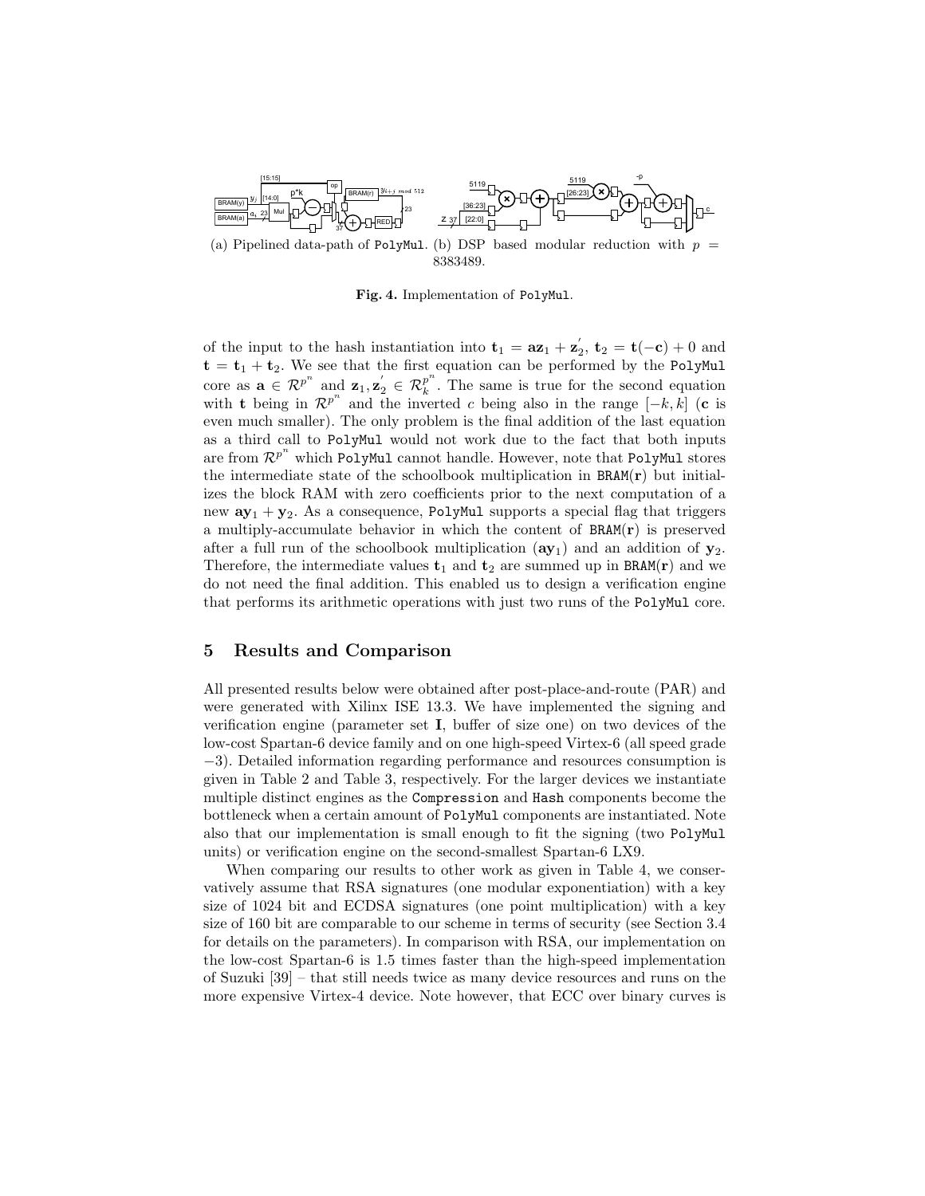(a) Pipelined data-path of PolyMul. (b) DSP based modular reduction with $p = 8383489$.

**Fig. 4.** Implementation of PolyMul.

of the input to the hash instantiation into $\mathbf{t}_1 = \mathbf{a}\mathbf{z}_1 + \mathbf{z}_2^{'}$, $\mathbf{t}_2 = \mathbf{t}(-\mathbf{c}) + 0$ and $\mathbf{t} = \mathbf{t}_1 + \mathbf{t}_2$. We see that the first equation can be performed by the PolyMul core as $\mathbf{a} \in \mathcal{R}^{p^n}$ and $\mathbf{z}_1, \mathbf{z}_2^{'} \in \mathcal{R}_k^{p^n}$. The same is true for the second equation with $\mathbf{t}$ being in $\mathcal{R}^{p^n}$ and the inverted $c$ being also in the range $[-k, k]$ ($\mathbf{c}$ is even much smaller). The only problem is the final addition of the last equation as a third call to PolyMul would not work due to the fact that both inputs are from $\mathcal{R}^{p^n}$ which PolyMul cannot handle. However, note that PolyMul stores the intermediate state of the schoolbook multiplication in BRAM($\mathbf{r}$) but initializes the block RAM with zero coefficients prior to the next computation of a new $\mathbf{a}\mathbf{y}_1 + \mathbf{y}_2$. As a consequence, PolyMul supports a special flag that triggers a multiply-accumulate behavior in which the content of BRAM($\mathbf{r}$) is preserved after a full run of the schoolbook multiplication ($\mathbf{a}\mathbf{y}_1$) and an addition of $\mathbf{y}_2$. Therefore, the intermediate values $\mathbf{t}_1$ and $\mathbf{t}_2$ are summed up in BRAM($\mathbf{r}$) and we do not need the final addition. This enabled us to design a verification engine that performs its arithmetic operations with just two runs of the PolyMul core.

## 5 Results and Comparison

All presented results below were obtained after post-place-and-route (PAR) and were generated with Xilinx ISE 13.3. We have implemented the signing and verification engine (parameter set **I**, buffer of size one) on two devices of the low-cost Spartan-6 device family and on one high-speed Virtex-6 (all speed grade $-3$). Detailed information regarding performance and resources consumption is given in Table 2 and Table 3, respectively. For the larger devices we instantiate multiple distinct engines as the Compression and Hash components become the bottleneck when a certain amount of PolyMul components are instantiated. Note also that our implementation is small enough to fit the signing (two PolyMul units) or verification engine on the second-smallest Spartan-6 LX9.

When comparing our results to other work as given in Table 4, we conservatively assume that RSA signatures (one modular exponentiation) with a key size of 1024 bit and ECDSA signatures (one point multiplication) with a key size of 160 bit are comparable to our scheme in terms of security (see Section 3.4 for details on the parameters). In comparison with RSA, our implementation on the low-cost Spartan-6 is 1.5 times faster than the high-speed implementation of Suzuki [39] – that still needs twice as many device resources and runs on the more expensive Virtex-4 device. Note however, that ECC over binary curves is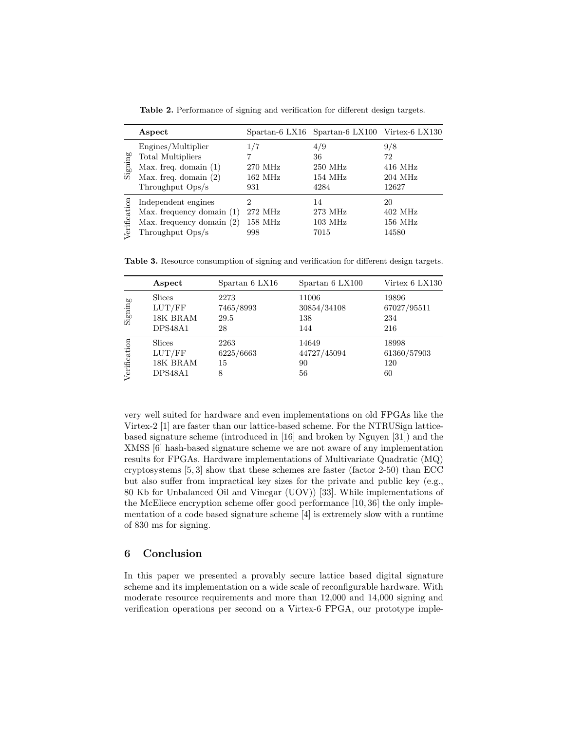**Table 2.** Performance of signing and verification for different design targets.

| | Aspect | Spartan-6 LX16 | Spartan-6 LX100 | Virtex-6 LX130 |
|---|---|---|---|---|
| Signing | Engines/Multiplier | 1/7 | 4/9 | 9/8 |
| | Total Multipliers | 7 | 36 | 72 |
| | Max. freq. domain (1) | 270 MHz | 250 MHz | 416 MHz |
| | Max. freq. domain (2) | 162 MHz | 154 MHz | 204 MHz |
| | Throughput Ops/s | 931 | 4284 | 12627 |
| Verification | Independent engines | 2 | 14 | 20 |
| | Max. frequency domain (1) | 272 MHz | 273 MHz | 402 MHz |
| | Max. frequency domain (2) | 158 MHz | 103 MHz | 156 MHz |
| | Throughput Ops/s | 998 | 7015 | 14580 |

**Table 3.** Resource consumption of signing and verification for different design targets.

| | Aspect | Spartan 6 LX16 | Spartan 6 LX100 | Virtex 6 LX130 |
|---|---|---|---|---|
| Signing | Slices | 2273 | 11006 | 19896 |
| | LUT/FF | 7465/8993 | 30854/34108 | 67027/95511 |
| | 18K BRAM | 29.5 | 138 | 234 |
| | DPS48A1 | 28 | 144 | 216 |
| Verification | Slices | 2263 | 14649 | 18998 |
| | LUT/FF | 6225/6663 | 44727/45094 | 61360/57903 |
| | 18K BRAM | 15 | 90 | 120 |
| | DPS48A1 | 8 | 56 | 60 |

very well suited for hardware and even implementations on old FPGAs like the Virtex-2 [1] are faster than our lattice-based scheme. For the NTRUSign lattice-based signature scheme (introduced in [16] and broken by Nguyen [31]) and the XMSS [6] hash-based signature scheme we are not aware of any implementation results for FPGAs. Hardware implementations of Multivariate Quadratic (MQ) cryptosystems [5, 3] show that these schemes are faster (factor 2-50) than ECC but also suffer from impractical key sizes for the private and public key (e.g., 80 Kb for Unbalanced Oil and Vinegar (UOV)) [33]. While implementations of the McEliece encryption scheme offer good performance [10, 36] the only implementation of a code based signature scheme [4] is extremely slow with a runtime of 830 ms for signing.

## 6 Conclusion

In this paper we presented a provably secure lattice based digital signature scheme and its implementation on a wide scale of reconfigurable hardware. With moderate resource requirements and more than 12,000 and 14,000 signing and verification operations per second on a Virtex-6 FPGA, our prototype imple-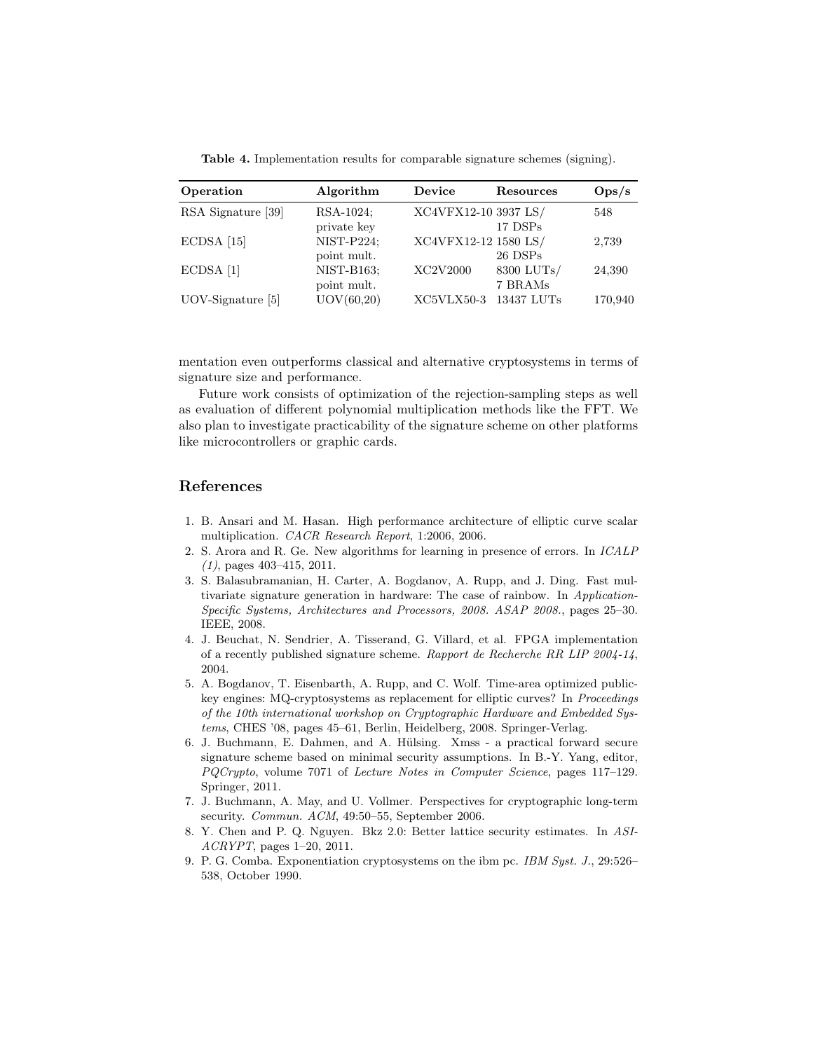**Table 4.** Implementation results for comparable signature schemes (signing).

| Operation | Algorithm | Device | Resources | Ops/s |
|---|---|---|---|---|
| RSA Signature [39] | RSA-1024; private key | XC4VFX12-10 | 3937 LS/ 17 DSPs | 548 |
| ECDSA [15] | NIST-P224; point mult. | XC4VFX12-12 | 1580 LS/ 26 DSPs | 2,739 |
| ECDSA [1] | NIST-B163; point mult. | XC2V2000 | 8300 LUTs/ 7 BRAMs | 24,390 |
| UOV-Signature [5] | UOV(60,20) | XC5VLX50-3 | 13437 LUTs | 170,940 |

mentation even outperforms classical and alternative cryptosystems in terms of signature size and performance.

Future work consists of optimization of the rejection-sampling steps as well as evaluation of different polynomial multiplication methods like the FFT. We also plan to investigate practicability of the signature scheme on other platforms like microcontrollers or graphic cards.

## References

1. B. Ansari and M. Hasan. High performance architecture of elliptic curve scalar multiplication. *CACR Research Report*, 1:2006, 2006.
2. S. Arora and R. Ge. New algorithms for learning in presence of errors. In *ICALP (1)*, pages 403–415, 2011.
3. S. Balasubramanian, H. Carter, A. Bogdanov, A. Rupp, and J. Ding. Fast multivariate signature generation in hardware: The case of rainbow. In *Application-Specific Systems, Architectures and Processors, 2008. ASAP 2008.*, pages 25–30. IEEE, 2008.
4. J. Beuchat, N. Sendrier, A. Tisserand, G. Villard, et al. FPGA implementation of a recently published signature scheme. *Rapport de Recherche RR LIP 2004-14*, 2004.
5. A. Bogdanov, T. Eisenbarth, A. Rupp, and C. Wolf. Time-area optimized public-key engines: MQ-cryptosystems as replacement for elliptic curves? In *Proceedings of the 10th international workshop on Cryptographic Hardware and Embedded Systems*, CHES '08, pages 45–61, Berlin, Heidelberg, 2008. Springer-Verlag.
6. J. Buchmann, E. Dahmen, and A. Hülsing. Xmss - a practical forward secure signature scheme based on minimal security assumptions. In B.-Y. Yang, editor, *PQCrypto*, volume 7071 of *Lecture Notes in Computer Science*, pages 117–129. Springer, 2011.
7. J. Buchmann, A. May, and U. Vollmer. Perspectives for cryptographic long-term security. *Commun. ACM*, 49:50–55, September 2006.
8. Y. Chen and P. Q. Nguyen. Bkz 2.0: Better lattice security estimates. In *ASIACRYPT*, pages 1–20, 2011.
9. P. G. Comba. Exponentiation cryptosystems on the ibm pc. *IBM Syst. J.*, 29:526–538, October 1990.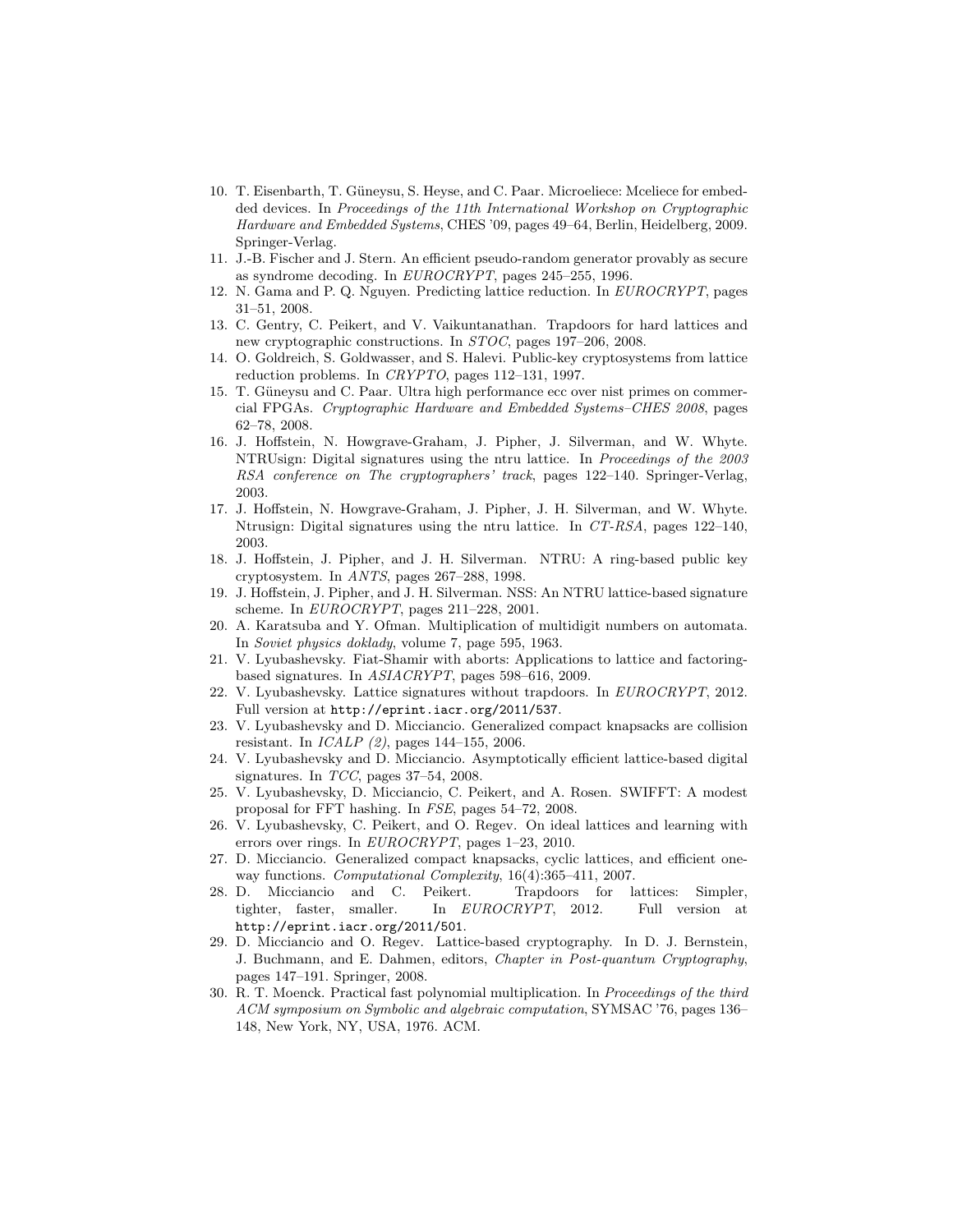10. T. Eisenbarth, T. Güneysu, S. Heyse, and C. Paar. Microeliece: Mceliece for embedded devices. In *Proceedings of the 11th International Workshop on Cryptographic Hardware and Embedded Systems*, CHES '09, pages 49–64, Berlin, Heidelberg, 2009. Springer-Verlag.
11. J.-B. Fischer and J. Stern. An efficient pseudo-random generator provably as secure as syndrome decoding. In *EUROCRYPT*, pages 245–255, 1996.
12. N. Gama and P. Q. Nguyen. Predicting lattice reduction. In *EUROCRYPT*, pages 31–51, 2008.
13. C. Gentry, C. Peikert, and V. Vaikuntanathan. Trapdoors for hard lattices and new cryptographic constructions. In *STOC*, pages 197–206, 2008.
14. O. Goldreich, S. Goldwasser, and S. Halevi. Public-key cryptosystems from lattice reduction problems. In *CRYPTO*, pages 112–131, 1997.
15. T. Güneysu and C. Paar. Ultra high performance ecc over nist primes on commercial FPGAs. *Cryptographic Hardware and Embedded Systems–CHES 2008*, pages 62–78, 2008.
16. J. Hoffstein, N. Howgrave-Graham, J. Pipher, J. Silverman, and W. Whyte. NTRUsign: Digital signatures using the ntru lattice. In *Proceedings of the 2003 RSA conference on The cryptographers' track*, pages 122–140. Springer-Verlag, 2003.
17. J. Hoffstein, N. Howgrave-Graham, J. Pipher, J. H. Silverman, and W. Whyte. Ntrusign: Digital signatures using the ntru lattice. In *CT-RSA*, pages 122–140, 2003.
18. J. Hoffstein, J. Pipher, and J. H. Silverman. NTRU: A ring-based public key cryptosystem. In *ANTS*, pages 267–288, 1998.
19. J. Hoffstein, J. Pipher, and J. H. Silverman. NSS: An NTRU lattice-based signature scheme. In *EUROCRYPT*, pages 211–228, 2001.
20. A. Karatsuba and Y. Ofman. Multiplication of multidigit numbers on automata. In *Soviet physics doklady*, volume 7, page 595, 1963.
21. V. Lyubashevsky. Fiat-Shamir with aborts: Applications to lattice and factoring-based signatures. In *ASIACRYPT*, pages 598–616, 2009.
22. V. Lyubashevsky. Lattice signatures without trapdoors. In *EUROCRYPT*, 2012. Full version at `http://eprint.iacr.org/2011/537`.
23. V. Lyubashevsky and D. Micciancio. Generalized compact knapsacks are collision resistant. In *ICALP (2)*, pages 144–155, 2006.
24. V. Lyubashevsky and D. Micciancio. Asymptotically efficient lattice-based digital signatures. In *TCC*, pages 37–54, 2008.
25. V. Lyubashevsky, D. Micciancio, C. Peikert, and A. Rosen. SWIFFT: A modest proposal for FFT hashing. In *FSE*, pages 54–72, 2008.
26. V. Lyubashevsky, C. Peikert, and O. Regev. On ideal lattices and learning with errors over rings. In *EUROCRYPT*, pages 1–23, 2010.
27. D. Micciancio. Generalized compact knapsacks, cyclic lattices, and efficient one-way functions. *Computational Complexity*, 16(4):365–411, 2007.
28. D. Micciancio and C. Peikert. Trapdoors for lattices: Simpler, tighter, faster, smaller. In *EUROCRYPT*, 2012. Full version at `http://eprint.iacr.org/2011/501`.
29. D. Micciancio and O. Regev. Lattice-based cryptography. In D. J. Bernstein, J. Buchmann, and E. Dahmen, editors, *Chapter in Post-quantum Cryptography*, pages 147–191. Springer, 2008.
30. R. T. Moenck. Practical fast polynomial multiplication. In *Proceedings of the third ACM symposium on Symbolic and algebraic computation*, SYMSAC '76, pages 136–148, New York, NY, USA, 1976. ACM.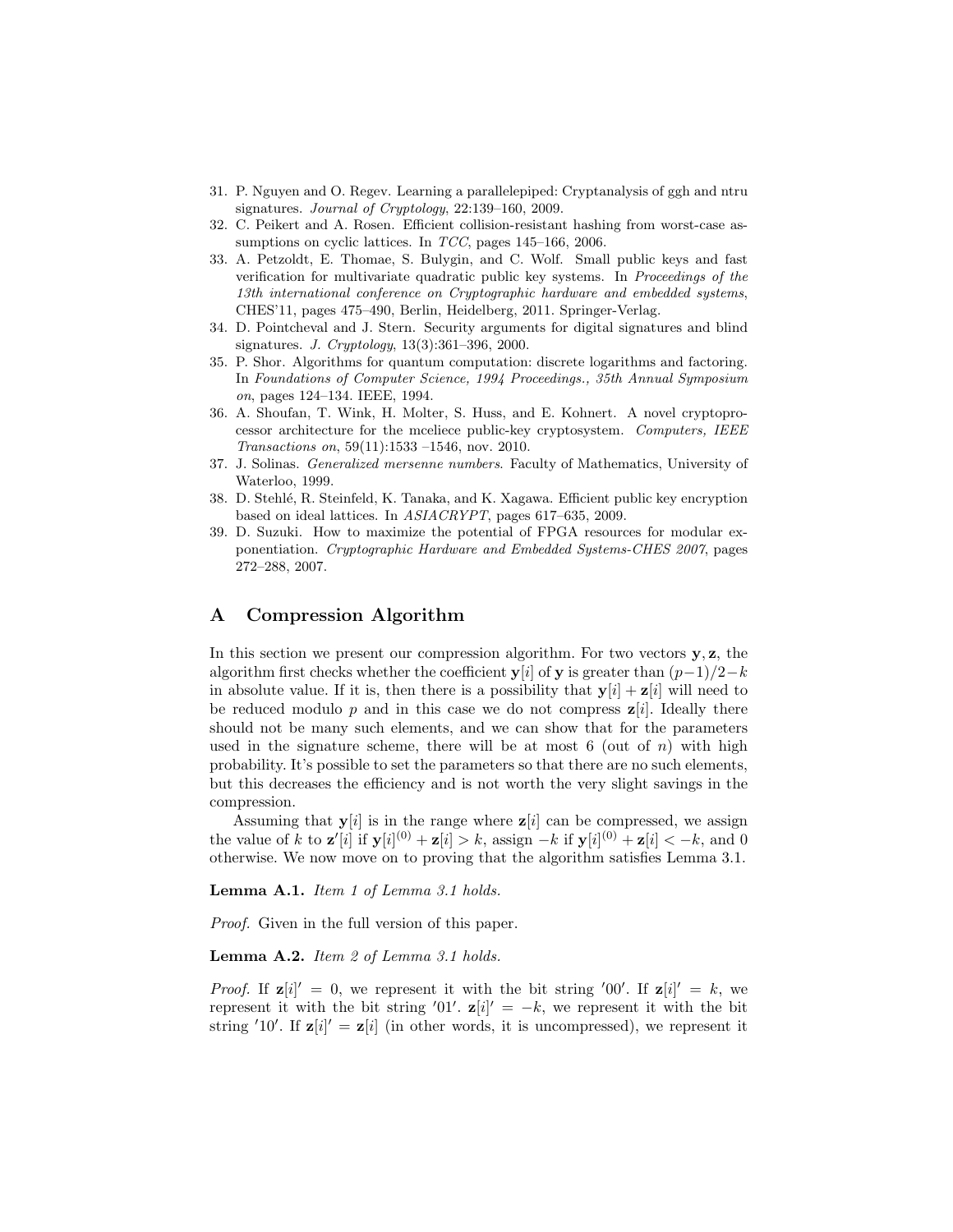31. P. Nguyen and O. Regev. Learning a parallelepiped: Cryptanalysis of ggh and ntru signatures. *Journal of Cryptology*, 22:139–160, 2009.
32. C. Peikert and A. Rosen. Efficient collision-resistant hashing from worst-case assumptions on cyclic lattices. In *TCC*, pages 145–166, 2006.
33. A. Petzoldt, E. Thomae, S. Bulygin, and C. Wolf. Small public keys and fast verification for multivariate quadratic public key systems. In *Proceedings of the 13th international conference on Cryptographic hardware and embedded systems*, CHES'11, pages 475–490, Berlin, Heidelberg, 2011. Springer-Verlag.
34. D. Pointcheval and J. Stern. Security arguments for digital signatures and blind signatures. *J. Cryptology*, 13(3):361–396, 2000.
35. P. Shor. Algorithms for quantum computation: discrete logarithms and factoring. In *Foundations of Computer Science, 1994 Proceedings., 35th Annual Symposium on*, pages 124–134. IEEE, 1994.
36. A. Shoufan, T. Wink, H. Molter, S. Huss, and E. Kohnert. A novel cryptoprocessor architecture for the mceliece public-key cryptosystem. *Computers, IEEE Transactions on*, 59(11):1533 –1546, nov. 2010.
37. J. Solinas. *Generalized mersenne numbers*. Faculty of Mathematics, University of Waterloo, 1999.
38. D. Stehlé, R. Steinfeld, K. Tanaka, and K. Xagawa. Efficient public key encryption based on ideal lattices. In *ASIACRYPT*, pages 617–635, 2009.
39. D. Suzuki. How to maximize the potential of FPGA resources for modular exponentiation. *Cryptographic Hardware and Embedded Systems-CHES 2007*, pages 272–288, 2007.

# A Compression Algorithm

In this section we present our compression algorithm. For two vectors $\mathbf{y}, \mathbf{z}$, the algorithm first checks whether the coefficient $\mathbf{y}[i]$ of $\mathbf{y}$ is greater than $(p-1)/2-k$ in absolute value. If it is, then there is a possibility that $\mathbf{y}[i] + \mathbf{z}[i]$ will need to be reduced modulo $p$ and in this case we do not compress $\mathbf{z}[i]$. Ideally there should not be many such elements, and we can show that for the parameters used in the signature scheme, there will be at most 6 (out of $n$) with high probability. It's possible to set the parameters so that there are no such elements, but this decreases the efficiency and is not worth the very slight savings in the compression.

Assuming that $\mathbf{y}[i]$ is in the range where $\mathbf{z}[i]$ can be compressed, we assign the value of $k$ to $\mathbf{z}'[i]$ if $\mathbf{y}[i]^{(0)} + \mathbf{z}[i] > k$, assign $-k$ if $\mathbf{y}[i]^{(0)} + \mathbf{z}[i] < -k$, and 0 otherwise. We now move on to proving that the algorithm satisfies Lemma 3.1.

**Lemma A.1.** *Item 1 of Lemma 3.1 holds.*

*Proof.* Given in the full version of this paper.

**Lemma A.2.** *Item 2 of Lemma 3.1 holds.*

*Proof.* If $\mathbf{z}[i]' = 0$, we represent it with the bit string $'00'$. If $\mathbf{z}[i]' = k$, we represent it with the bit string $'01'$. $\mathbf{z}[i]' = -k$, we represent it with the bit string $'10'$. If $\mathbf{z}[i]' = \mathbf{z}[i]$ (in other words, it is uncompressed), we represent it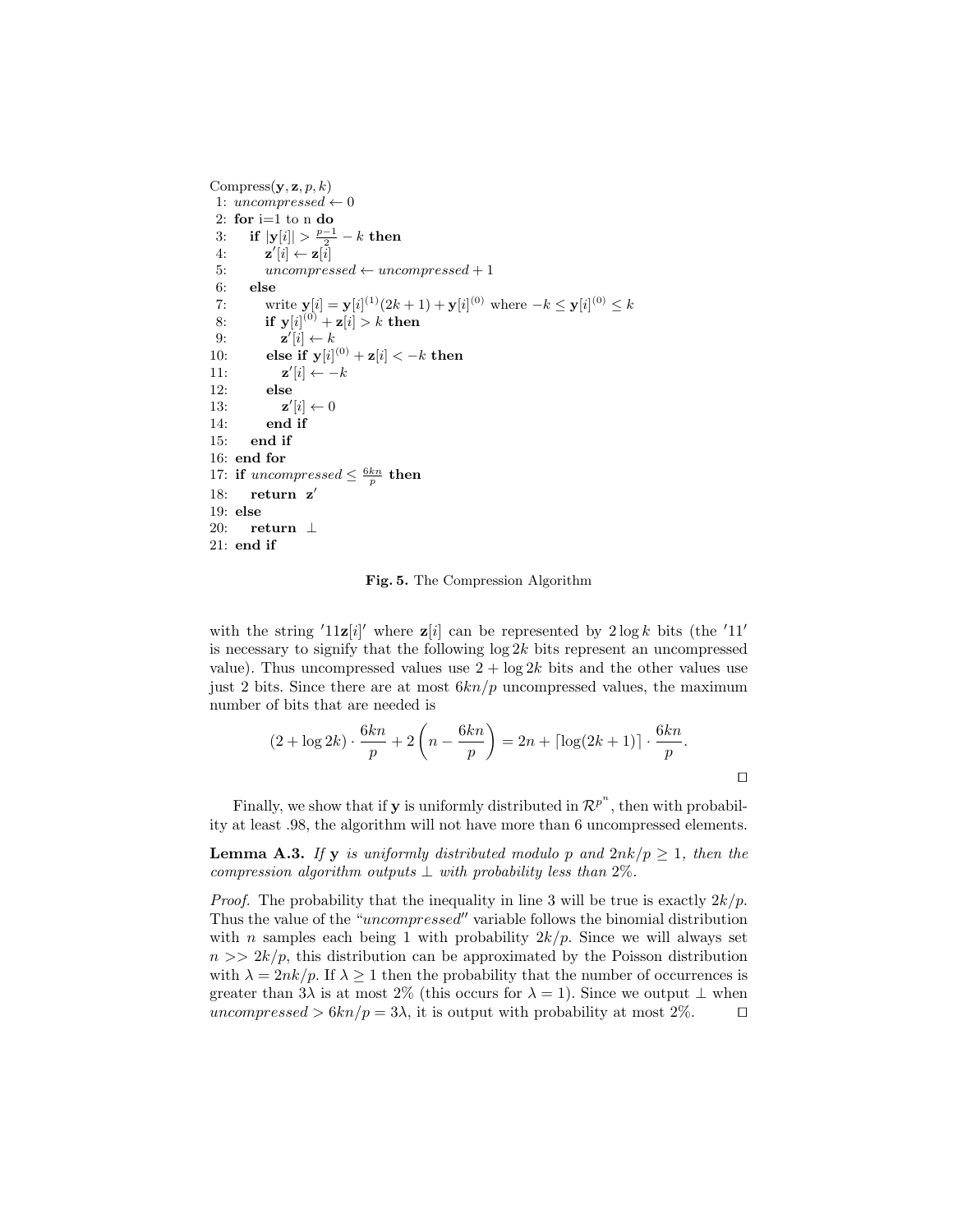```
Compress(y, z, p, k)
 1: uncompressed ← 0
 2: for i=1 to n do
 3:    if |y[i]| > (p−1)/2 − k then
 4:       z'[i] ← z[i]
 5:       uncompressed ← uncompressed + 1
 6:    else
 7:       write y[i] = y[i]^(1)(2k + 1) + y[i]^(0) where −k ≤ y[i]^(0) ≤ k
 8:       if y[i]^(0) + z[i] > k then
 9:          z'[i] ← k
10:       else if y[i]^(0) + z[i] < −k then
11:          z'[i] ← −k
12:       else
13:          z'[i] ← 0
14:       end if
15:    end if
16: end for
17: if uncompressed ≤ 6kn/p then
18:    return z'
19: else
20:    return ⊥
21: end if
```

**Fig. 5.** The Compression Algorithm

with the string $'11\mathbf{z}[i]'$ where $\mathbf{z}[i]$ can be represented by $2\log k$ bits (the $'11'$ is necessary to signify that the following $\log 2k$ bits represent an uncompressed value). Thus uncompressed values use $2 + \log 2k$ bits and the other values use just 2 bits. Since there are at most $6kn/p$ uncompressed values, the maximum number of bits that are needed is

$$(2 + \log 2k) \cdot \frac{6kn}{p} + 2\left(n - \frac{6kn}{p}\right) = 2n + \lceil \log(2k+1) \rceil \cdot \frac{6kn}{p}.$$

□

Finally, we show that if $\mathbf{y}$ is uniformly distributed in $\mathcal{R}^{p^n}$, then with probability at least .98, the algorithm will not have more than 6 uncompressed elements.

**Lemma A.3.** *If $\mathbf{y}$ is uniformly distributed modulo $p$ and $2nk/p \geq 1$, then the compression algorithm outputs $\perp$ with probability less than 2%.*

*Proof.* The probability that the inequality in line 3 will be true is exactly $2k/p$. Thus the value of the "*uncompressed*" variable follows the binomial distribution with $n$ samples each being 1 with probability $2k/p$. Since we will always set $n >> 2k/p$, this distribution can be approximated by the Poisson distribution with $\lambda = 2nk/p$. If $\lambda \geq 1$ then the probability that the number of occurrences is greater than $3\lambda$ is at most 2% (this occurs for $\lambda = 1$). Since we output $\perp$ when $uncompressed > 6kn/p = 3\lambda$, it is output with probability at most 2%. □